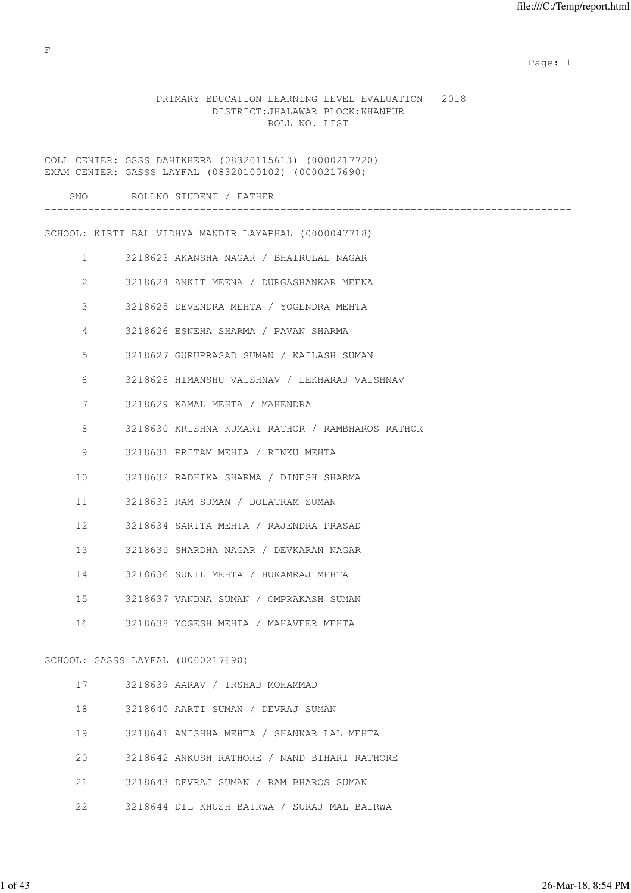F

PRIMARY EDUCATION LEARNING LEVEL EVALUATION - 2018
DISTRICT:JHALAWAR BLOCK:KHANPUR
ROLL NO. LIST

COLL CENTER: GSSS DAHIKHERA (08320115613) (0000217720)
EXAM CENTER: GASSS LAYFAL (08320100102) (0000217690)

| SNO | ROLLNO | STUDENT / FATHER |
|---|---|---|

SCHOOL: KIRTI BAL VIDHYA MANDIR LAYAPHAL (0000047718)

| SNO | ROLLNO | STUDENT / FATHER |
|---|---|---|
| 1 | 3218623 | AKANSHA NAGAR / BHAIRULAL NAGAR |
| 2 | 3218624 | ANKIT MEENA / DURGASHANKAR MEENA |
| 3 | 3218625 | DEVENDRA MEHTA / YOGENDRA MEHTA |
| 4 | 3218626 | ESNEHA SHARMA / PAVAN SHARMA |
| 5 | 3218627 | GURUPRASAD SUMAN / KAILASH SUMAN |
| 6 | 3218628 | HIMANSHU VAISHNAV / LEKHARAJ VAISHNAV |
| 7 | 3218629 | KAMAL MEHTA / MAHENDRA |
| 8 | 3218630 | KRISHNA KUMARI RATHOR / RAMBHAROS RATHOR |
| 9 | 3218631 | PRITAM MEHTA / RINKU MEHTA |
| 10 | 3218632 | RADHIKA SHARMA / DINESH SHARMA |
| 11 | 3218633 | RAM SUMAN / DOLATRAM SUMAN |
| 12 | 3218634 | SARITA MEHTA / RAJENDRA PRASAD |
| 13 | 3218635 | SHARDHA NAGAR / DEVKARAN NAGAR |
| 14 | 3218636 | SUNIL MEHTA / HUKAMRAJ MEHTA |
| 15 | 3218637 | VANDNA SUMAN / OMPRAKASH SUMAN |
| 16 | 3218638 | YOGESH MEHTA / MAHAVEER MEHTA |

SCHOOL: GASSS LAYFAL (0000217690)

| SNO | ROLLNO | STUDENT / FATHER |
|---|---|---|
| 17 | 3218639 | AARAV / IRSHAD MOHAMMAD |
| 18 | 3218640 | AARTI SUMAN / DEVRAJ SUMAN |
| 19 | 3218641 | ANISHHA MEHTA / SHANKAR LAL MEHTA |
| 20 | 3218642 | ANKUSH RATHORE / NAND BIHARI RATHORE |
| 21 | 3218643 | DEVRAJ SUMAN / RAM BHAROS SUMAN |
| 22 | 3218644 | DIL KHUSH BAIRWA / SURAJ MAL BAIRWA |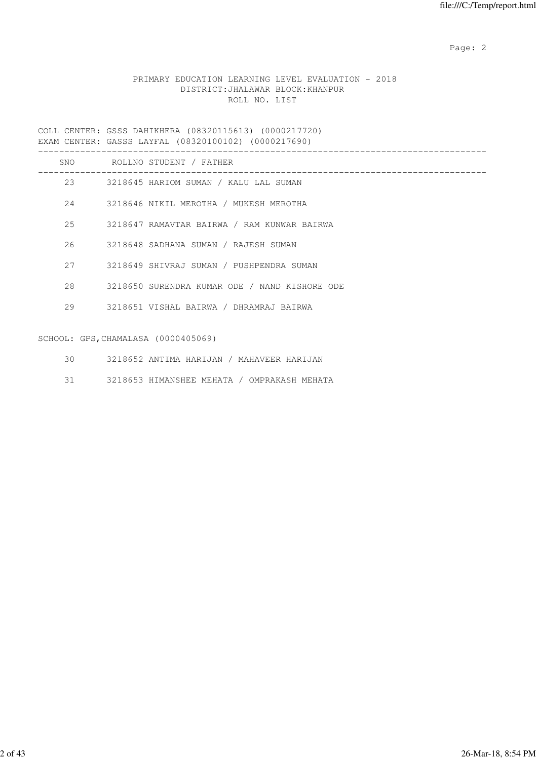PRIMARY EDUCATION LEARNING LEVEL EVALUATION - 2018
DISTRICT:JHALAWAR BLOCK:KHANPUR
ROLL NO. LIST

COLL CENTER: GSSS DAHIKHERA (08320115613) (0000217720)
EXAM CENTER: GASSS LAYFAL (08320100102) (0000217690)

| SNO | ROLLNO | STUDENT / FATHER |
|---|---|---|
| 23 | 3218645 | HARIOM SUMAN / KALU LAL SUMAN |
| 24 | 3218646 | NIKIL MEROTHA / MUKESH MEROTHA |
| 25 | 3218647 | RAMAVTAR BAIRWA / RAM KUNWAR BAIRWA |
| 26 | 3218648 | SADHANA SUMAN / RAJESH SUMAN |
| 27 | 3218649 | SHIVRAJ SUMAN / PUSHPENDRA SUMAN |
| 28 | 3218650 | SURENDRA KUMAR ODE / NAND KISHORE ODE |
| 29 | 3218651 | VISHAL BAIRWA / DHRAMRAJ BAIRWA |

SCHOOL: GPS,CHAMALASA (0000405069)

| SNO | ROLLNO | STUDENT / FATHER |
|---|---|---|
| 30 | 3218652 | ANTIMA HARIJAN / MAHAVEER HARIJAN |
| 31 | 3218653 | HIMANSHEE MEHATA / OMPRAKASH MEHATA |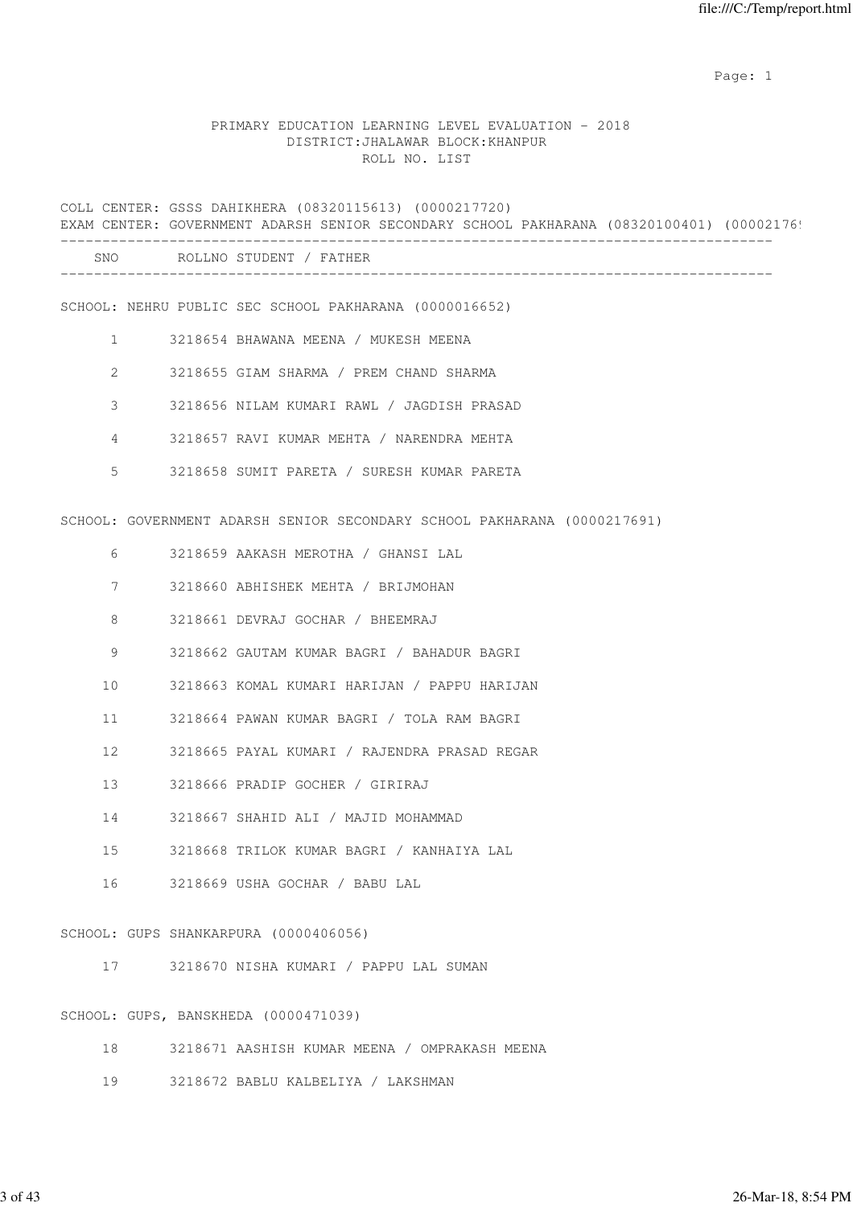PRIMARY EDUCATION LEARNING LEVEL EVALUATION - 2018
DISTRICT:JHALAWAR BLOCK:KHANPUR
ROLL NO. LIST

COLL CENTER: GSSS DAHIKHERA (08320115613) (0000217720)
EXAM CENTER: GOVERNMENT ADARSH SENIOR SECONDARY SCHOOL PAKHARANA (08320100401) (00002176

| SNO | ROLLNO | STUDENT / FATHER |
|---|---|---|

SCHOOL: NEHRU PUBLIC SEC SCHOOL PAKHARANA (0000016652)

| SNO | ROLLNO | STUDENT / FATHER |
|---|---|---|
| 1 | 3218654 | BHAWANA MEENA / MUKESH MEENA |
| 2 | 3218655 | GIAM SHARMA / PREM CHAND SHARMA |
| 3 | 3218656 | NILAM KUMARI RAWL / JAGDISH PRASAD |
| 4 | 3218657 | RAVI KUMAR MEHTA / NARENDRA MEHTA |
| 5 | 3218658 | SUMIT PARETA / SURESH KUMAR PARETA |

SCHOOL: GOVERNMENT ADARSH SENIOR SECONDARY SCHOOL PAKHARANA (0000217691)

| SNO | ROLLNO | STUDENT / FATHER |
|---|---|---|
| 6 | 3218659 | AAKASH MEROTHA / GHANSI LAL |
| 7 | 3218660 | ABHISHEK MEHTA / BRIJMOHAN |
| 8 | 3218661 | DEVRAJ GOCHAR / BHEEMRAJ |
| 9 | 3218662 | GAUTAM KUMAR BAGRI / BAHADUR BAGRI |
| 10 | 3218663 | KOMAL KUMARI HARIJAN / PAPPU HARIJAN |
| 11 | 3218664 | PAWAN KUMAR BAGRI / TOLA RAM BAGRI |
| 12 | 3218665 | PAYAL KUMARI / RAJENDRA PRASAD REGAR |
| 13 | 3218666 | PRADIP GOCHER / GIRIRAJ |
| 14 | 3218667 | SHAHID ALI / MAJID MOHAMMAD |
| 15 | 3218668 | TRILOK KUMAR BAGRI / KANHAIYA LAL |
| 16 | 3218669 | USHA GOCHAR / BABU LAL |

SCHOOL: GUPS SHANKARPURA (0000406056)

| SNO | ROLLNO | STUDENT / FATHER |
|---|---|---|
| 17 | 3218670 | NISHA KUMARI / PAPPU LAL SUMAN |

SCHOOL: GUPS, BANSKHEDA (0000471039)

| SNO | ROLLNO | STUDENT / FATHER |
|---|---|---|
| 18 | 3218671 | AASHISH KUMAR MEENA / OMPRAKASH MEENA |
| 19 | 3218672 | BABLU KALBELIYA / LAKSHMAN |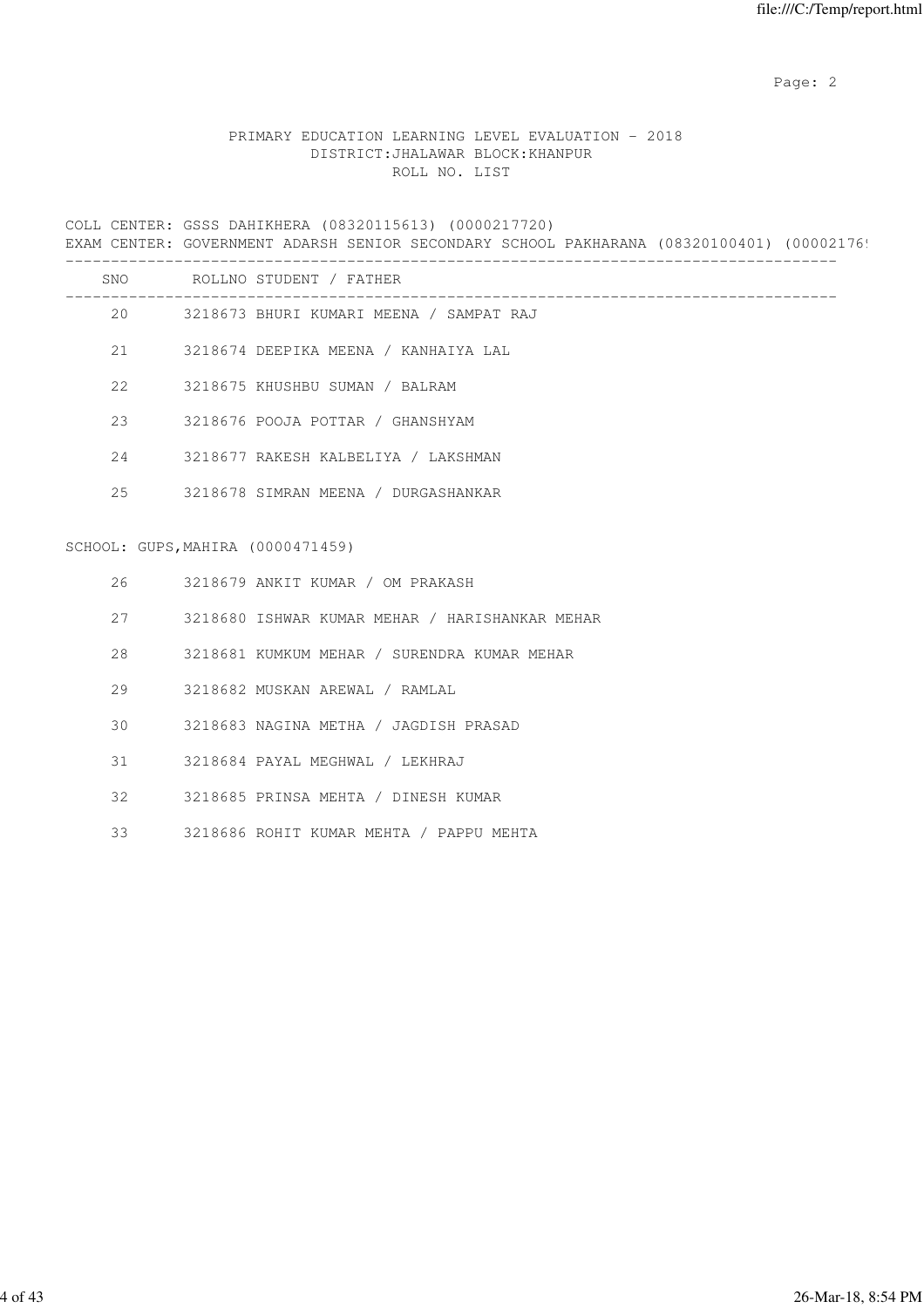PRIMARY EDUCATION LEARNING LEVEL EVALUATION - 2018
DISTRICT:JHALAWAR BLOCK:KHANPUR
ROLL NO. LIST

COLL CENTER: GSSS DAHIKHERA (08320115613) (0000217720)
EXAM CENTER: GOVERNMENT ADARSH SENIOR SECONDARY SCHOOL PAKHARANA (08320100401) (00002176

| SNO | ROLLNO | STUDENT / FATHER |
|---|---|---|
| 20 | 3218673 | BHURI KUMARI MEENA / SAMPAT RAJ |
| 21 | 3218674 | DEEPIKA MEENA / KANHAIYA LAL |
| 22 | 3218675 | KHUSHBU SUMAN / BALRAM |
| 23 | 3218676 | POOJA POTTAR / GHANSHYAM |
| 24 | 3218677 | RAKESH KALBELIYA / LAKSHMAN |
| 25 | 3218678 | SIMRAN MEENA / DURGASHANKAR |

SCHOOL: GUPS,MAHIRA (0000471459)

| SNO | ROLLNO | STUDENT / FATHER |
|---|---|---|
| 26 | 3218679 | ANKIT KUMAR / OM PRAKASH |
| 27 | 3218680 | ISHWAR KUMAR MEHAR / HARISHANKAR MEHAR |
| 28 | 3218681 | KUMKUM MEHAR / SURENDRA KUMAR MEHAR |
| 29 | 3218682 | MUSKAN AREWAL / RAMLAL |
| 30 | 3218683 | NAGINA METHA / JAGDISH PRASAD |
| 31 | 3218684 | PAYAL MEGHWAL / LEKHRAJ |
| 32 | 3218685 | PRINSA MEHTA / DINESH KUMAR |
| 33 | 3218686 | ROHIT KUMAR MEHTA / PAPPU MEHTA |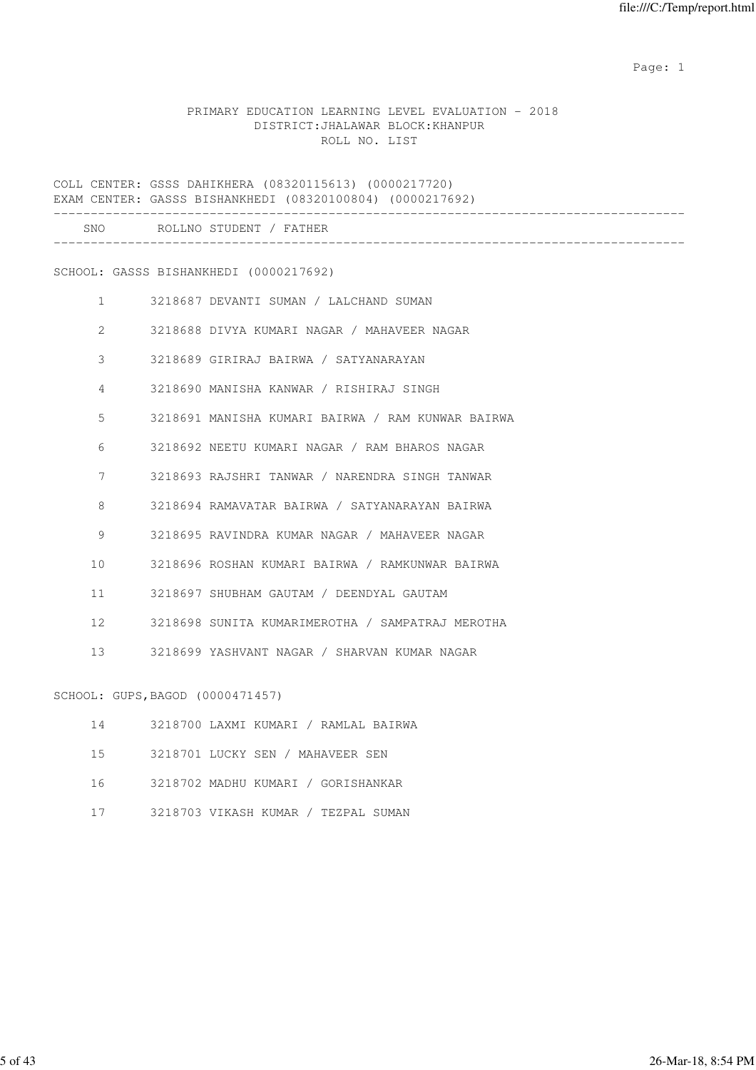PRIMARY EDUCATION LEARNING LEVEL EVALUATION - 2018
DISTRICT:JHALAWAR BLOCK:KHANPUR
ROLL NO. LIST

COLL CENTER: GSSS DAHIKHERA (08320115613) (0000217720)
EXAM CENTER: GASSS BISHANKHEDI (08320100804) (0000217692)

SCHOOL: GASSS BISHANKHEDI (0000217692)

| SNO | ROLLNO | STUDENT / FATHER |
|---|---|---|
| 1 | 3218687 | DEVANTI SUMAN / LALCHAND SUMAN |
| 2 | 3218688 | DIVYA KUMARI NAGAR / MAHAVEER NAGAR |
| 3 | 3218689 | GIRIRAJ BAIRWA / SATYANARAYAN |
| 4 | 3218690 | MANISHA KANWAR / RISHIRAJ SINGH |
| 5 | 3218691 | MANISHA KUMARI BAIRWA / RAM KUNWAR BAIRWA |
| 6 | 3218692 | NEETU KUMARI NAGAR / RAM BHAROS NAGAR |
| 7 | 3218693 | RAJSHRI TANWAR / NARENDRA SINGH TANWAR |
| 8 | 3218694 | RAMAVATAR BAIRWA / SATYANARAYAN BAIRWA |
| 9 | 3218695 | RAVINDRA KUMAR NAGAR / MAHAVEER NAGAR |
| 10 | 3218696 | ROSHAN KUMARI BAIRWA / RAMKUNWAR BAIRWA |
| 11 | 3218697 | SHUBHAM GAUTAM / DEENDYAL GAUTAM |
| 12 | 3218698 | SUNITA KUMARIMEROTHA / SAMPATRAJ MEROTHA |
| 13 | 3218699 | YASHVANT NAGAR / SHARVAN KUMAR NAGAR |

SCHOOL: GUPS,BAGOD (0000471457)

| SNO | ROLLNO | STUDENT / FATHER |
|---|---|---|
| 14 | 3218700 | LAXMI KUMARI / RAMLAL BAIRWA |
| 15 | 3218701 | LUCKY SEN / MAHAVEER SEN |
| 16 | 3218702 | MADHU KUMARI / GORISHANKAR |
| 17 | 3218703 | VIKASH KUMAR / TEZPAL SUMAN |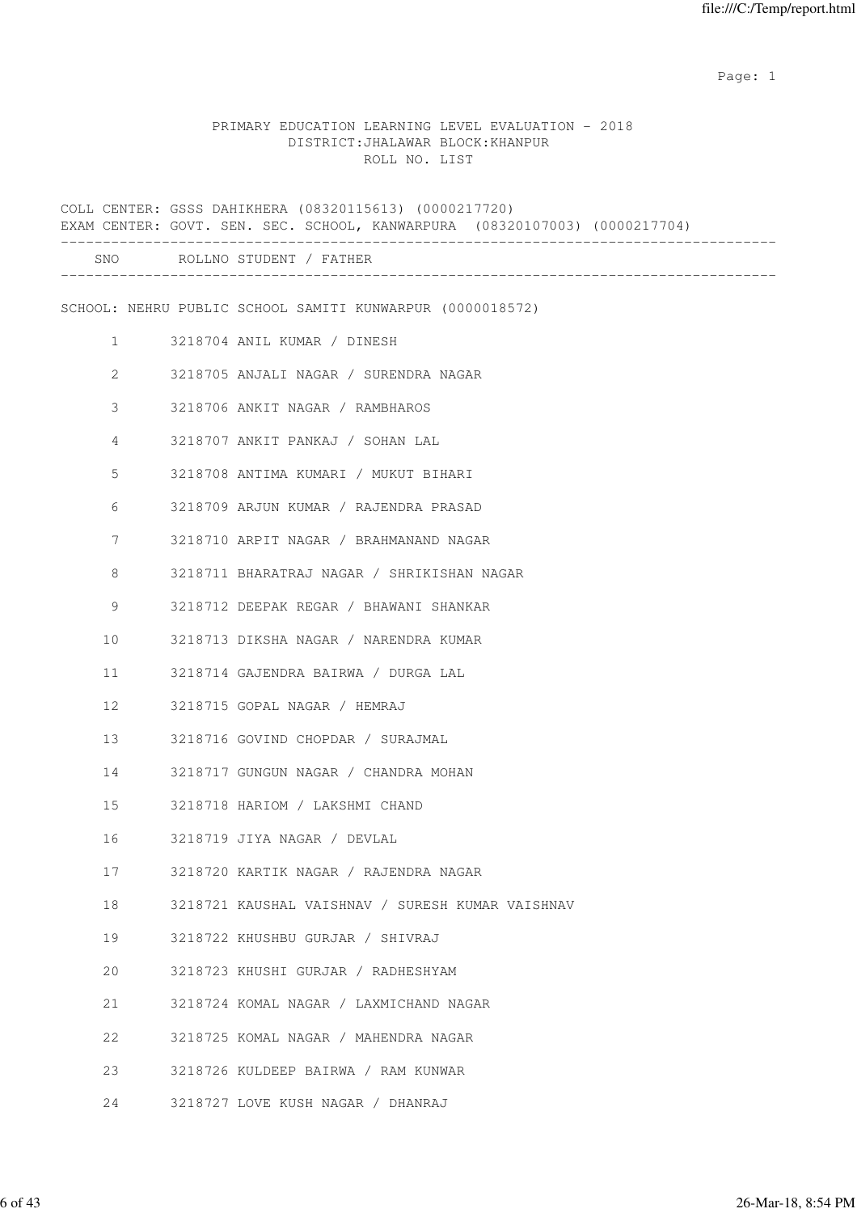PRIMARY EDUCATION LEARNING LEVEL EVALUATION - 2018
DISTRICT:JHALAWAR BLOCK:KHANPUR
ROLL NO. LIST

COLL CENTER: GSSS DAHIKHERA (08320115613) (0000217720)
EXAM CENTER: GOVT. SEN. SEC. SCHOOL, KANWARPURA (08320107003) (0000217704)

| SNO | ROLLNO | STUDENT / FATHER |
|---|---|---|

SCHOOL: NEHRU PUBLIC SCHOOL SAMITI KUNWARPUR (0000018572)

| SNO | ROLLNO | STUDENT / FATHER |
|---|---|---|
| 1 | 3218704 | ANIL KUMAR / DINESH |
| 2 | 3218705 | ANJALI NAGAR / SURENDRA NAGAR |
| 3 | 3218706 | ANKIT NAGAR / RAMBHAROS |
| 4 | 3218707 | ANKIT PANKAJ / SOHAN LAL |
| 5 | 3218708 | ANTIMA KUMARI / MUKUT BIHARI |
| 6 | 3218709 | ARJUN KUMAR / RAJENDRA PRASAD |
| 7 | 3218710 | ARPIT NAGAR / BRAHMANAND NAGAR |
| 8 | 3218711 | BHARATRAJ NAGAR / SHRIKISHAN NAGAR |
| 9 | 3218712 | DEEPAK REGAR / BHAWANI SHANKAR |
| 10 | 3218713 | DIKSHA NAGAR / NARENDRA KUMAR |
| 11 | 3218714 | GAJENDRA BAIRWA / DURGA LAL |
| 12 | 3218715 | GOPAL NAGAR / HEMRAJ |
| 13 | 3218716 | GOVIND CHOPDAR / SURAJMAL |
| 14 | 3218717 | GUNGUN NAGAR / CHANDRA MOHAN |
| 15 | 3218718 | HARIOM / LAKSHMI CHAND |
| 16 | 3218719 | JIYA NAGAR / DEVLAL |
| 17 | 3218720 | KARTIK NAGAR / RAJENDRA NAGAR |
| 18 | 3218721 | KAUSHAL VAISHNAV / SURESH KUMAR VAISHNAV |
| 19 | 3218722 | KHUSHBU GURJAR / SHIVRAJ |
| 20 | 3218723 | KHUSHI GURJAR / RADHESHYAM |
| 21 | 3218724 | KOMAL NAGAR / LAXMICHAND NAGAR |
| 22 | 3218725 | KOMAL NAGAR / MAHENDRA NAGAR |
| 23 | 3218726 | KULDEEP BAIRWA / RAM KUNWAR |
| 24 | 3218727 | LOVE KUSH NAGAR / DHANRAJ |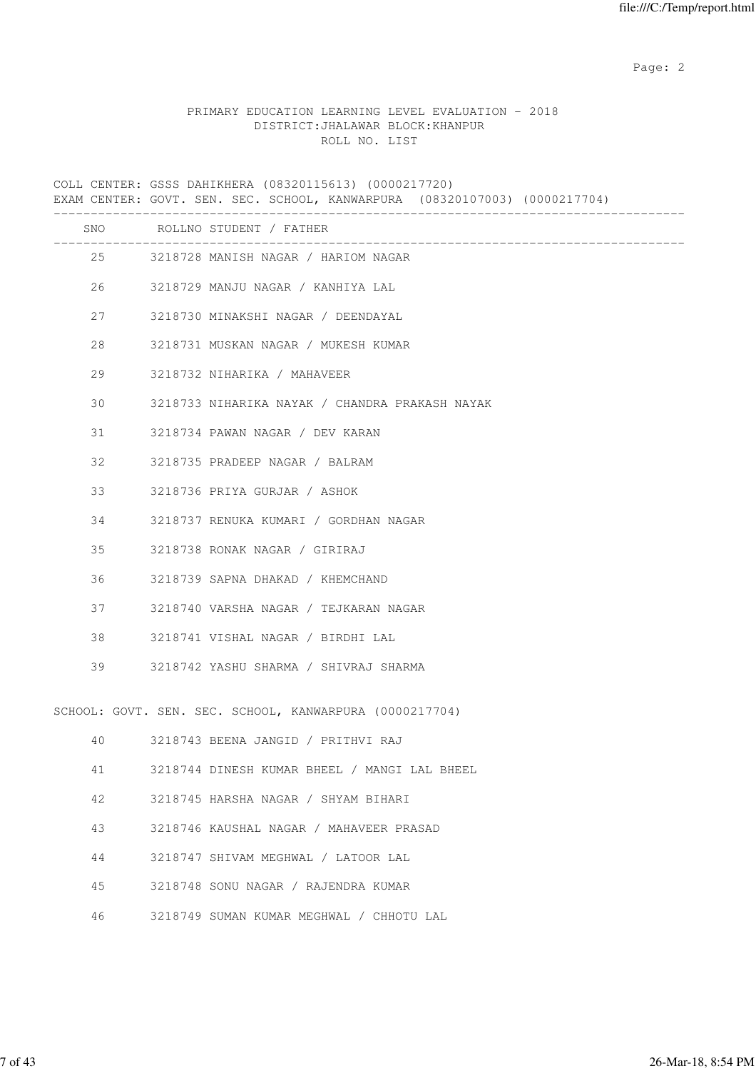PRIMARY EDUCATION LEARNING LEVEL EVALUATION - 2018
DISTRICT:JHALAWAR BLOCK:KHANPUR
ROLL NO. LIST

COLL CENTER: GSSS DAHIKHERA (08320115613) (0000217720)
EXAM CENTER: GOVT. SEN. SEC. SCHOOL, KANWARPURA (08320107003) (0000217704)

| SNO | ROLLNO | STUDENT / FATHER |
|---|---|---|
| 25 | 3218728 | MANISH NAGAR / HARIOM NAGAR |
| 26 | 3218729 | MANJU NAGAR / KANHIYA LAL |
| 27 | 3218730 | MINAKSHI NAGAR / DEENDAYAL |
| 28 | 3218731 | MUSKAN NAGAR / MUKESH KUMAR |
| 29 | 3218732 | NIHARIKA / MAHAVEER |
| 30 | 3218733 | NIHARIKA NAYAK / CHANDRA PRAKASH NAYAK |
| 31 | 3218734 | PAWAN NAGAR / DEV KARAN |
| 32 | 3218735 | PRADEEP NAGAR / BALRAM |
| 33 | 3218736 | PRIYA GURJAR / ASHOK |
| 34 | 3218737 | RENUKA KUMARI / GORDHAN NAGAR |
| 35 | 3218738 | RONAK NAGAR / GIRIRAJ |
| 36 | 3218739 | SAPNA DHAKAD / KHEMCHAND |
| 37 | 3218740 | VARSHA NAGAR / TEJKARAN NAGAR |
| 38 | 3218741 | VISHAL NAGAR / BIRDHI LAL |
| 39 | 3218742 | YASHU SHARMA / SHIVRAJ SHARMA |

SCHOOL: GOVT. SEN. SEC. SCHOOL, KANWARPURA (0000217704)

| SNO | ROLLNO | STUDENT / FATHER |
|---|---|---|
| 40 | 3218743 | BEENA JANGID / PRITHVI RAJ |
| 41 | 3218744 | DINESH KUMAR BHEEL / MANGI LAL BHEEL |
| 42 | 3218745 | HARSHA NAGAR / SHYAM BIHARI |
| 43 | 3218746 | KAUSHAL NAGAR / MAHAVEER PRASAD |
| 44 | 3218747 | SHIVAM MEGHWAL / LATOOR LAL |
| 45 | 3218748 | SONU NAGAR / RAJENDRA KUMAR |
| 46 | 3218749 | SUMAN KUMAR MEGHWAL / CHHOTU LAL |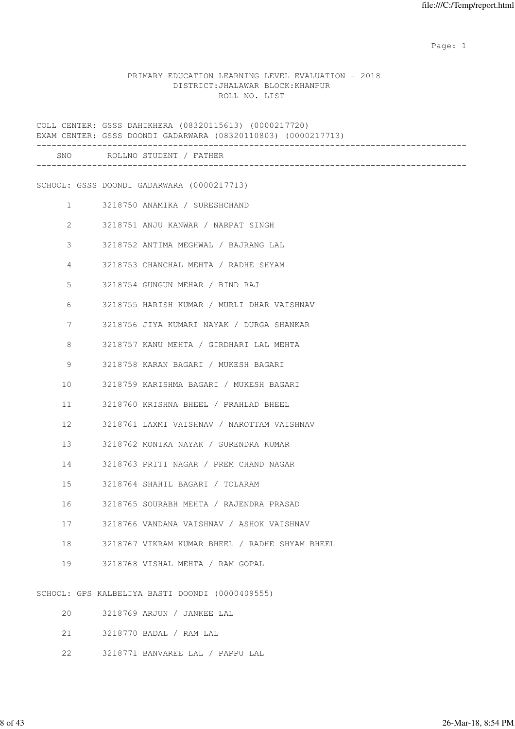PRIMARY EDUCATION LEARNING LEVEL EVALUATION - 2018
DISTRICT:JHALAWAR BLOCK:KHANPUR
ROLL NO. LIST

COLL CENTER: GSSS DAHIKHERA (08320115613) (0000217720)
EXAM CENTER: GSSS DOONDI GADARWARA (08320110803) (0000217713)

| SNO | ROLLNO | STUDENT / FATHER |
|---|---|---|
| **SCHOOL: GSSS DOONDI GADARWARA (0000217713)** | | |
| 1 | 3218750 | ANAMIKA / SURESHCHAND |
| 2 | 3218751 | ANJU KANWAR / NARPAT SINGH |
| 3 | 3218752 | ANTIMA MEGHWAL / BAJRANG LAL |
| 4 | 3218753 | CHANCHAL MEHTA / RADHE SHYAM |
| 5 | 3218754 | GUNGUN MEHAR / BIND RAJ |
| 6 | 3218755 | HARISH KUMAR / MURLI DHAR VAISHNAV |
| 7 | 3218756 | JIYA KUMARI NAYAK / DURGA SHANKAR |
| 8 | 3218757 | KANU MEHTA / GIRDHARI LAL MEHTA |
| 9 | 3218758 | KARAN BAGARI / MUKESH BAGARI |
| 10 | 3218759 | KARISHMA BAGARI / MUKESH BAGARI |
| 11 | 3218760 | KRISHNA BHEEL / PRAHLAD BHEEL |
| 12 | 3218761 | LAXMI VAISHNAV / NAROTTAM VAISHNAV |
| 13 | 3218762 | MONIKA NAYAK / SURENDRA KUMAR |
| 14 | 3218763 | PRITI NAGAR / PREM CHAND NAGAR |
| 15 | 3218764 | SHAHIL BAGARI / TOLARAM |
| 16 | 3218765 | SOURABH MEHTA / RAJENDRA PRASAD |
| 17 | 3218766 | VANDANA VAISHNAV / ASHOK VAISHNAV |
| 18 | 3218767 | VIKRAM KUMAR BHEEL / RADHE SHYAM BHEEL |
| 19 | 3218768 | VISHAL MEHTA / RAM GOPAL |
| **SCHOOL: GPS KALBELIYA BASTI DOONDI (0000409555)** | | |
| 20 | 3218769 | ARJUN / JANKEE LAL |
| 21 | 3218770 | BADAL / RAM LAL |
| 22 | 3218771 | BANVAREE LAL / PAPPU LAL |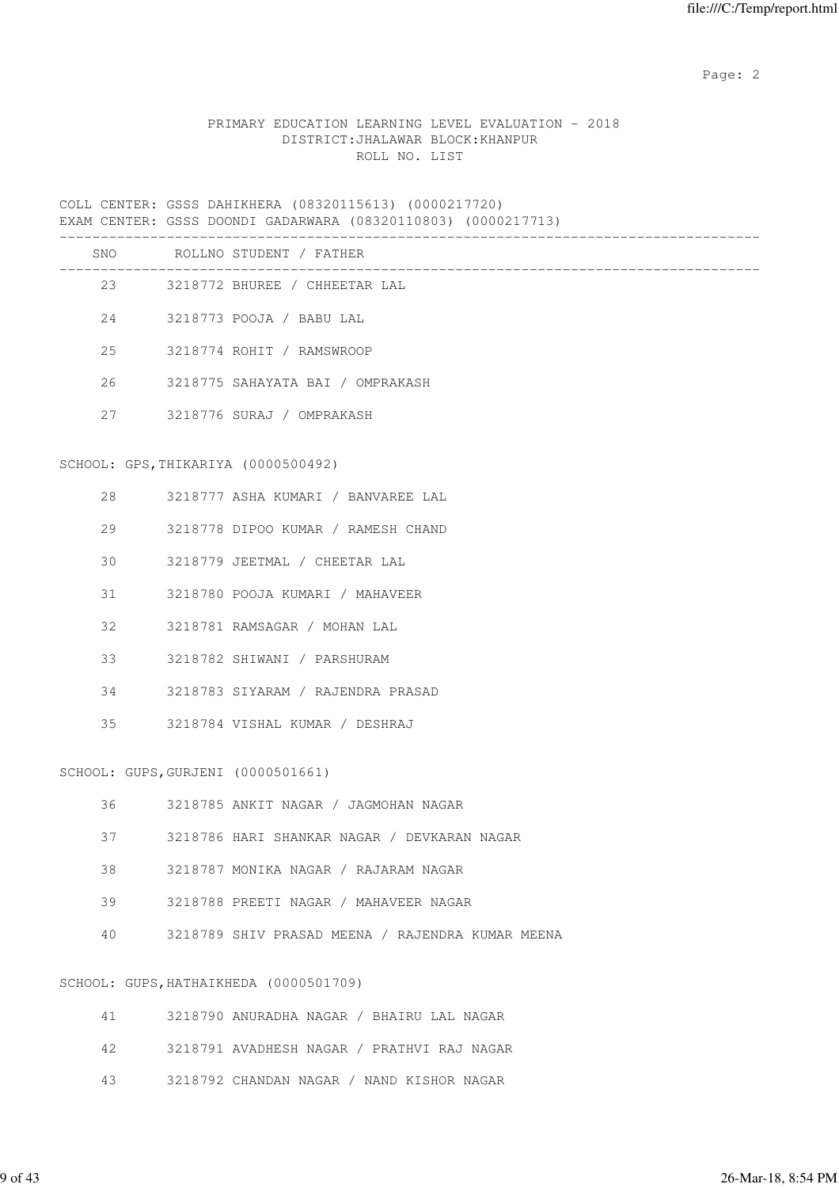PRIMARY EDUCATION LEARNING LEVEL EVALUATION - 2018
DISTRICT:JHALAWAR BLOCK:KHANPUR
ROLL NO. LIST

COLL CENTER: GSSS DAHIKHERA (08320115613) (0000217720)
EXAM CENTER: GSSS DOONDI GADARWARA (08320110803) (0000217713)

| SNO | ROLLNO | STUDENT / FATHER |
|---|---|---|
| 23 | 3218772 | BHUREE / CHHEETAR LAL |
| 24 | 3218773 | POOJA / BABU LAL |
| 25 | 3218774 | ROHIT / RAMSWROOP |
| 26 | 3218775 | SAHAYATA BAI / OMPRAKASH |
| 27 | 3218776 | SURAJ / OMPRAKASH |

SCHOOL: GPS,THIKARIYA (0000500492)

| SNO | ROLLNO | STUDENT / FATHER |
|---|---|---|
| 28 | 3218777 | ASHA KUMARI / BANVAREE LAL |
| 29 | 3218778 | DIPOO KUMAR / RAMESH CHAND |
| 30 | 3218779 | JEETMAL / CHEETAR LAL |
| 31 | 3218780 | POOJA KUMARI / MAHAVEER |
| 32 | 3218781 | RAMSAGAR / MOHAN LAL |
| 33 | 3218782 | SHIWANI / PARSHURAM |
| 34 | 3218783 | SIYARAM / RAJENDRA PRASAD |
| 35 | 3218784 | VISHAL KUMAR / DESHRAJ |

SCHOOL: GUPS,GURJENI (0000501661)

| SNO | ROLLNO | STUDENT / FATHER |
|---|---|---|
| 36 | 3218785 | ANKIT NAGAR / JAGMOHAN NAGAR |
| 37 | 3218786 | HARI SHANKAR NAGAR / DEVKARAN NAGAR |
| 38 | 3218787 | MONIKA NAGAR / RAJARAM NAGAR |
| 39 | 3218788 | PREETI NAGAR / MAHAVEER NAGAR |
| 40 | 3218789 | SHIV PRASAD MEENA / RAJENDRA KUMAR MEENA |

SCHOOL: GUPS,HATHAIKHEDA (0000501709)

| SNO | ROLLNO | STUDENT / FATHER |
|---|---|---|
| 41 | 3218790 | ANURADHA NAGAR / BHAIRU LAL NAGAR |
| 42 | 3218791 | AVADHESH NAGAR / PRATHVI RAJ NAGAR |
| 43 | 3218792 | CHANDAN NAGAR / NAND KISHOR NAGAR |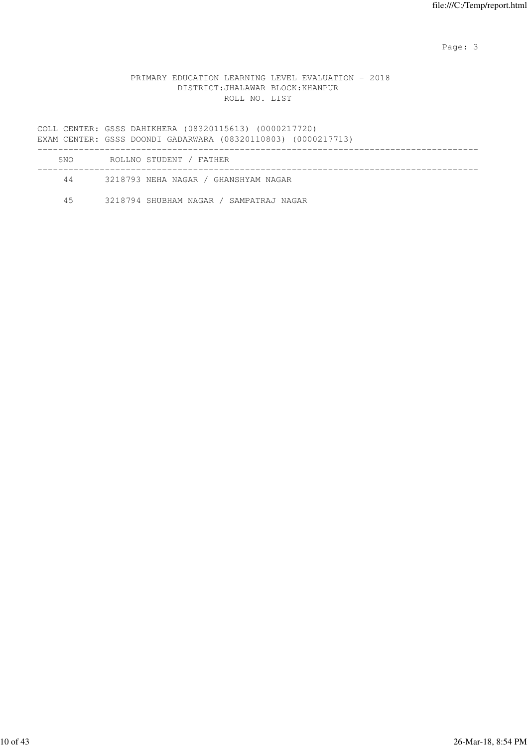PRIMARY EDUCATION LEARNING LEVEL EVALUATION - 2018
DISTRICT:JHALAWAR BLOCK:KHANPUR
ROLL NO. LIST

COLL CENTER: GSSS DAHIKHERA (08320115613) (0000217720)
EXAM CENTER: GSSS DOONDI GADARWARA (08320110803) (0000217713)

| SNO | ROLLNO | STUDENT / FATHER |
|---|---|---|
| 44 | 3218793 | NEHA NAGAR / GHANSHYAM NAGAR |
| 45 | 3218794 | SHUBHAM NAGAR / SAMPATRAJ NAGAR |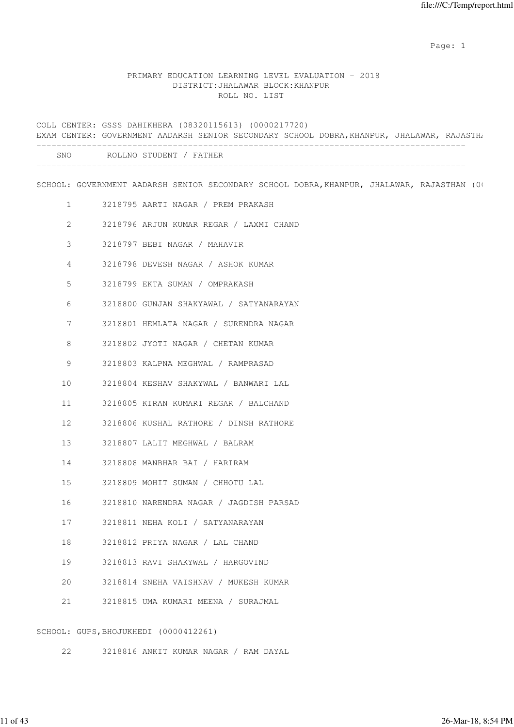PRIMARY EDUCATION LEARNING LEVEL EVALUATION - 2018
DISTRICT:JHALAWAR BLOCK:KHANPUR
ROLL NO. LIST

COLL CENTER: GSSS DAHIKHERA (08320115613) (0000217720)
EXAM CENTER: GOVERNMENT AADARSH SENIOR SECONDARY SCHOOL DOBRA,KHANPUR, JHALAWAR, RAJASTH

| SNO | ROLLNO | STUDENT / FATHER |
|---|---|---|

SCHOOL: GOVERNMENT AADARSH SENIOR SECONDARY SCHOOL DOBRA,KHANPUR, JHALAWAR, RAJASTHAN (0

| SNO | ROLLNO | STUDENT / FATHER |
|---|---|---|
| 1 | 3218795 | AARTI NAGAR / PREM PRAKASH |
| 2 | 3218796 | ARJUN KUMAR REGAR / LAXMI CHAND |
| 3 | 3218797 | BEBI NAGAR / MAHAVIR |
| 4 | 3218798 | DEVESH NAGAR / ASHOK KUMAR |
| 5 | 3218799 | EKTA SUMAN / OMPRAKASH |
| 6 | 3218800 | GUNJAN SHAKYAWAL / SATYANARAYAN |
| 7 | 3218801 | HEMLATA NAGAR / SURENDRA NAGAR |
| 8 | 3218802 | JYOTI NAGAR / CHETAN KUMAR |
| 9 | 3218803 | KALPNA MEGHWAL / RAMPRASAD |
| 10 | 3218804 | KESHAV SHAKYWAL / BANWARI LAL |
| 11 | 3218805 | KIRAN KUMARI REGAR / BALCHAND |
| 12 | 3218806 | KUSHAL RATHORE / DINSH RATHORE |
| 13 | 3218807 | LALIT MEGHWAL / BALRAM |
| 14 | 3218808 | MANBHAR BAI / HARIRAM |
| 15 | 3218809 | MOHIT SUMAN / CHHOTU LAL |
| 16 | 3218810 | NARENDRA NAGAR / JAGDISH PARSAD |
| 17 | 3218811 | NEHA KOLI / SATYANARAYAN |
| 18 | 3218812 | PRIYA NAGAR / LAL CHAND |
| 19 | 3218813 | RAVI SHAKYWAL / HARGOVIND |
| 20 | 3218814 | SNEHA VAISHNAV / MUKESH KUMAR |
| 21 | 3218815 | UMA KUMARI MEENA / SURAJMAL |

SCHOOL: GUPS,BHOJUKHEDI (0000412261)

| SNO | ROLLNO | STUDENT / FATHER |
|---|---|---|
| 22 | 3218816 | ANKIT KUMAR NAGAR / RAM DAYAL |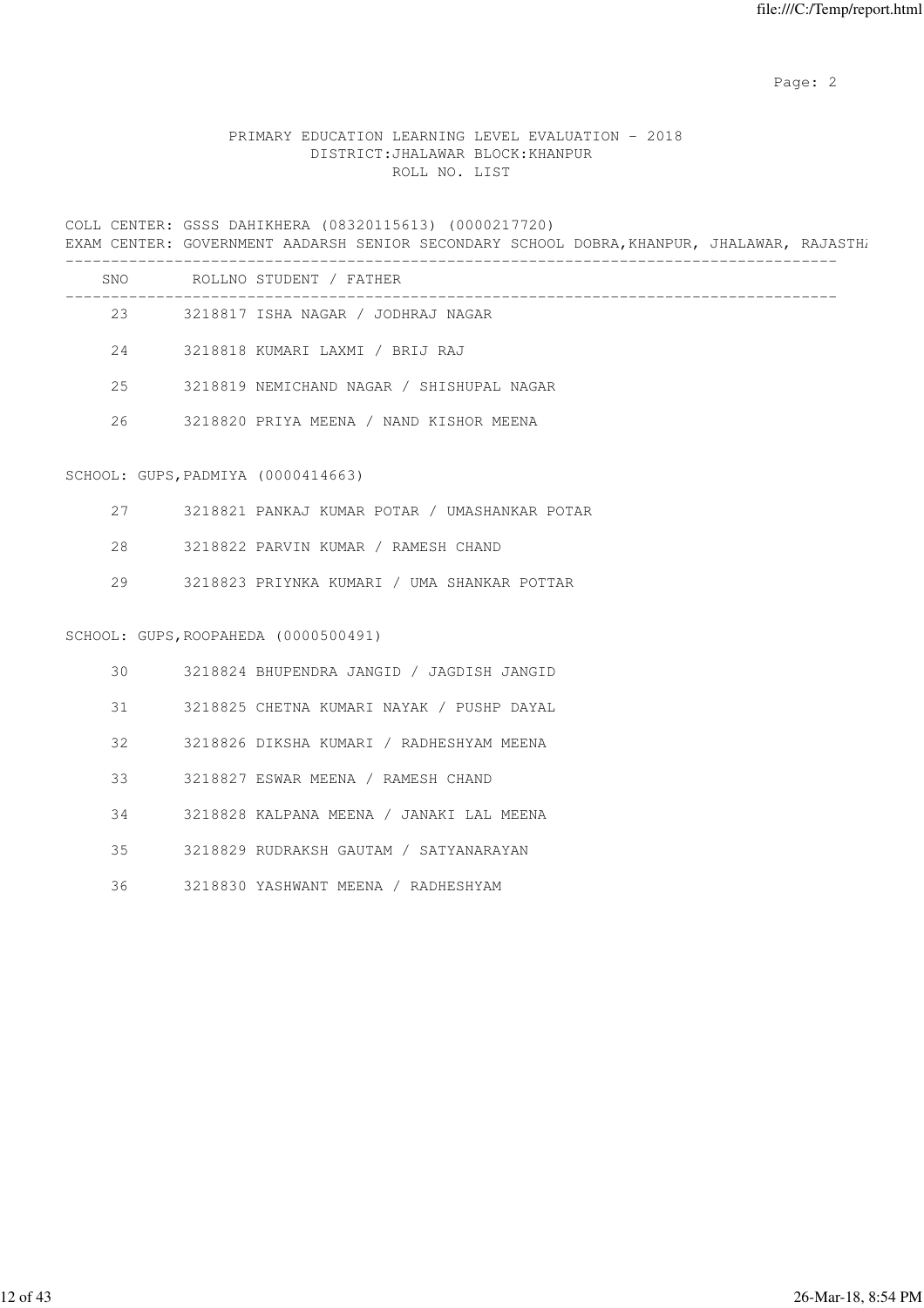PRIMARY EDUCATION LEARNING LEVEL EVALUATION - 2018
DISTRICT:JHALAWAR BLOCK:KHANPUR
ROLL NO. LIST

COLL CENTER: GSSS DAHIKHERA (08320115613) (0000217720)
EXAM CENTER: GOVERNMENT AADARSH SENIOR SECONDARY SCHOOL DOBRA,KHANPUR, JHALAWAR, RAJASTH

| SNO | ROLLNO | STUDENT / FATHER |
|---|---|---|
| 23 | 3218817 | ISHA NAGAR / JODHRAJ NAGAR |
| 24 | 3218818 | KUMARI LAXMI / BRIJ RAJ |
| 25 | 3218819 | NEMICHAND NAGAR / SHISHUPAL NAGAR |
| 26 | 3218820 | PRIYA MEENA / NAND KISHOR MEENA |

SCHOOL: GUPS,PADMIYA (0000414663)

| SNO | ROLLNO | STUDENT / FATHER |
|---|---|---|
| 27 | 3218821 | PANKAJ KUMAR POTAR / UMASHANKAR POTAR |
| 28 | 3218822 | PARVIN KUMAR / RAMESH CHAND |
| 29 | 3218823 | PRIYNKA KUMARI / UMA SHANKAR POTTAR |

SCHOOL: GUPS,ROOPAHEDA (0000500491)

| SNO | ROLLNO | STUDENT / FATHER |
|---|---|---|
| 30 | 3218824 | BHUPENDRA JANGID / JAGDISH JANGID |
| 31 | 3218825 | CHETNA KUMARI NAYAK / PUSHP DAYAL |
| 32 | 3218826 | DIKSHA KUMARI / RADHESHYAM MEENA |
| 33 | 3218827 | ESWAR MEENA / RAMESH CHAND |
| 34 | 3218828 | KALPANA MEENA / JANAKI LAL MEENA |
| 35 | 3218829 | RUDRAKSH GAUTAM / SATYANARAYAN |
| 36 | 3218830 | YASHWANT MEENA / RADHESHYAM |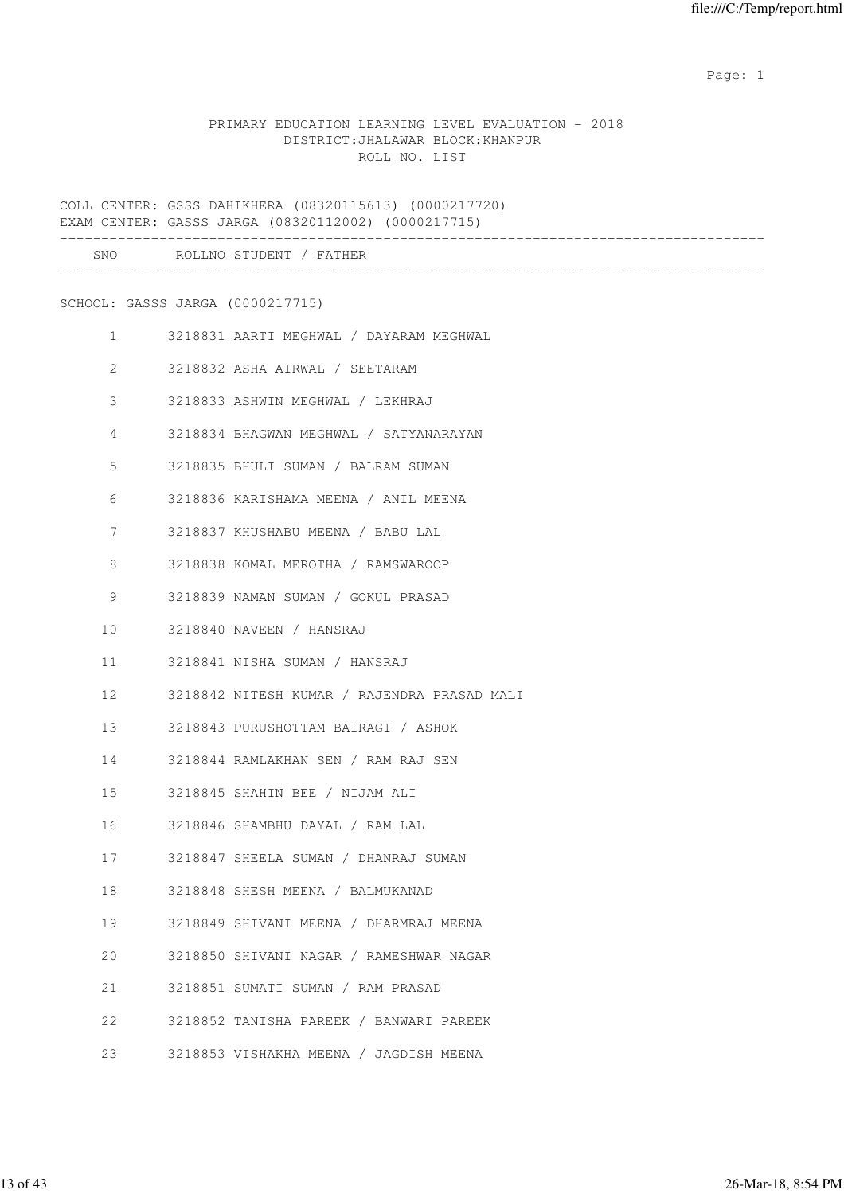PRIMARY EDUCATION LEARNING LEVEL EVALUATION - 2018
DISTRICT:JHALAWAR BLOCK:KHANPUR
ROLL NO. LIST

COLL CENTER: GSSS DAHIKHERA (08320115613) (0000217720)
EXAM CENTER: GASSS JARGA (08320112002) (0000217715)

| SNO | ROLLNO | STUDENT / FATHER |
|---|---|---|

SCHOOL: GASSS JARGA (0000217715)

| SNO | ROLLNO | STUDENT / FATHER |
|---|---|---|
| 1 | 3218831 | AARTI MEGHWAL / DAYARAM MEGHWAL |
| 2 | 3218832 | ASHA AIRWAL / SEETARAM |
| 3 | 3218833 | ASHWIN MEGHWAL / LEKHRAJ |
| 4 | 3218834 | BHAGWAN MEGHWAL / SATYANARAYAN |
| 5 | 3218835 | BHULI SUMAN / BALRAM SUMAN |
| 6 | 3218836 | KARISHAMA MEENA / ANIL MEENA |
| 7 | 3218837 | KHUSHABU MEENA / BABU LAL |
| 8 | 3218838 | KOMAL MEROTHA / RAMSWAROOP |
| 9 | 3218839 | NAMAN SUMAN / GOKUL PRASAD |
| 10 | 3218840 | NAVEEN / HANSRAJ |
| 11 | 3218841 | NISHA SUMAN / HANSRAJ |
| 12 | 3218842 | NITESH KUMAR / RAJENDRA PRASAD MALI |
| 13 | 3218843 | PURUSHOTTAM BAIRAGI / ASHOK |
| 14 | 3218844 | RAMLAKHAN SEN / RAM RAJ SEN |
| 15 | 3218845 | SHAHIN BEE / NIJAM ALI |
| 16 | 3218846 | SHAMBHU DAYAL / RAM LAL |
| 17 | 3218847 | SHEELA SUMAN / DHANRAJ SUMAN |
| 18 | 3218848 | SHESH MEENA / BALMUKANAD |
| 19 | 3218849 | SHIVANI MEENA / DHARMRAJ MEENA |
| 20 | 3218850 | SHIVANI NAGAR / RAMESHWAR NAGAR |
| 21 | 3218851 | SUMATI SUMAN / RAM PRASAD |
| 22 | 3218852 | TANISHA PAREEK / BANWARI PAREEK |
| 23 | 3218853 | VISHAKHA MEENA / JAGDISH MEENA |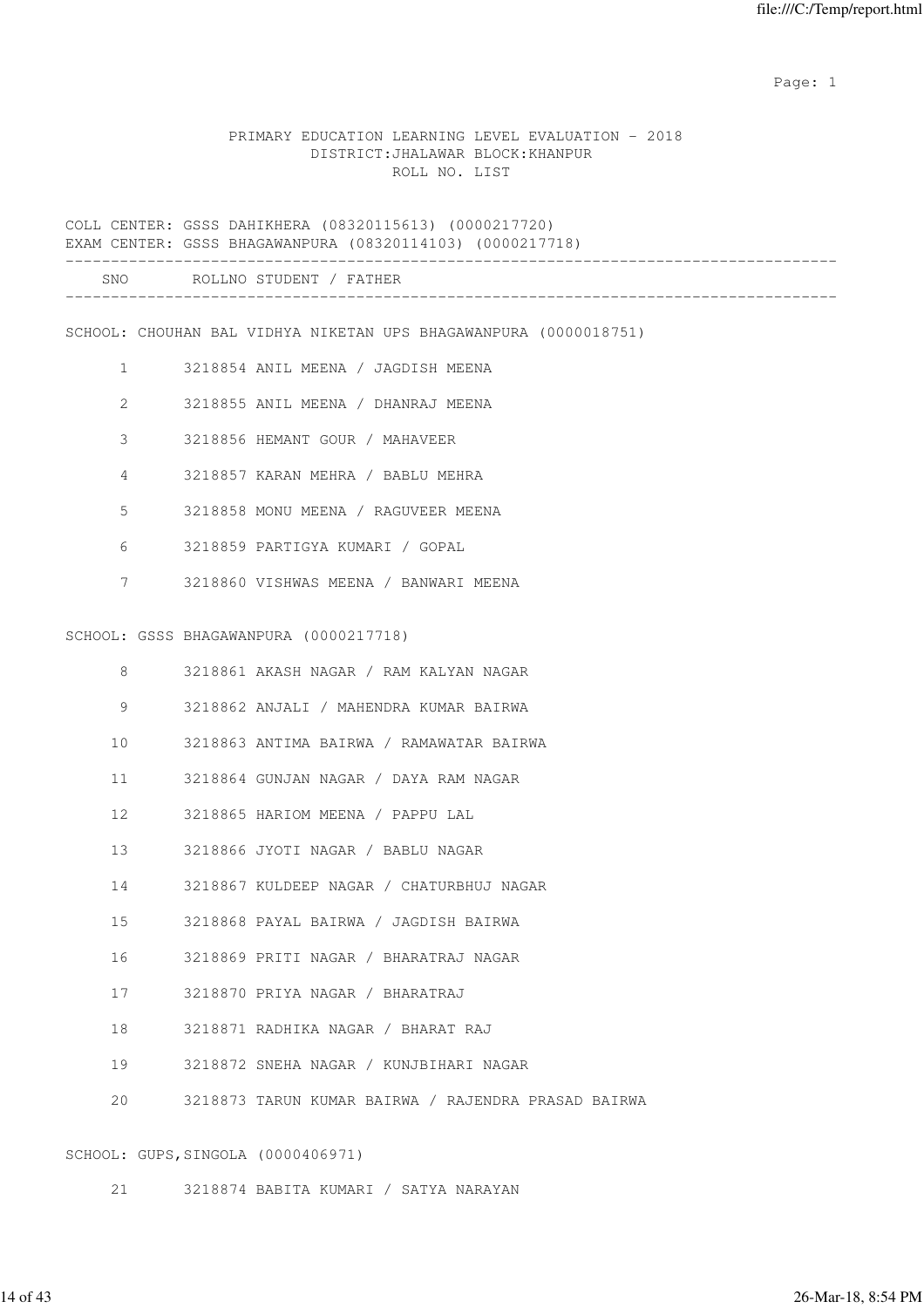PRIMARY EDUCATION LEARNING LEVEL EVALUATION - 2018
DISTRICT:JHALAWAR BLOCK:KHANPUR
ROLL NO. LIST

COLL CENTER: GSSS DAHIKHERA (08320115613) (0000217720)
EXAM CENTER: GSSS BHAGAWANPURA (08320114103) (0000217718)

| SNO | ROLLNO | STUDENT / FATHER |
|---|---|---|
| | | **SCHOOL: CHOUHAN BAL VIDHYA NIKETAN UPS BHAGAWANPURA (0000018751)** |
| 1 | 3218854 | ANIL MEENA / JAGDISH MEENA |
| 2 | 3218855 | ANIL MEENA / DHANRAJ MEENA |
| 3 | 3218856 | HEMANT GOUR / MAHAVEER |
| 4 | 3218857 | KARAN MEHRA / BABLU MEHRA |
| 5 | 3218858 | MONU MEENA / RAGUVEER MEENA |
| 6 | 3218859 | PARTIGYA KUMARI / GOPAL |
| 7 | 3218860 | VISHWAS MEENA / BANWARI MEENA |
| | | **SCHOOL: GSSS BHAGAWANPURA (0000217718)** |
| 8 | 3218861 | AKASH NAGAR / RAM KALYAN NAGAR |
| 9 | 3218862 | ANJALI / MAHENDRA KUMAR BAIRWA |
| 10 | 3218863 | ANTIMA BAIRWA / RAMAWATAR BAIRWA |
| 11 | 3218864 | GUNJAN NAGAR / DAYA RAM NAGAR |
| 12 | 3218865 | HARIOM MEENA / PAPPU LAL |
| 13 | 3218866 | JYOTI NAGAR / BABLU NAGAR |
| 14 | 3218867 | KULDEEP NAGAR / CHATURBHUJ NAGAR |
| 15 | 3218868 | PAYAL BAIRWA / JAGDISH BAIRWA |
| 16 | 3218869 | PRITI NAGAR / BHARATRAJ NAGAR |
| 17 | 3218870 | PRIYA NAGAR / BHARATRAJ |
| 18 | 3218871 | RADHIKA NAGAR / BHARAT RAJ |
| 19 | 3218872 | SNEHA NAGAR / KUNJBIHARI NAGAR |
| 20 | 3218873 | TARUN KUMAR BAIRWA / RAJENDRA PRASAD BAIRWA |
| | | **SCHOOL: GUPS,SINGOLA (0000406971)** |
| 21 | 3218874 | BABITA KUMARI / SATYA NARAYAN |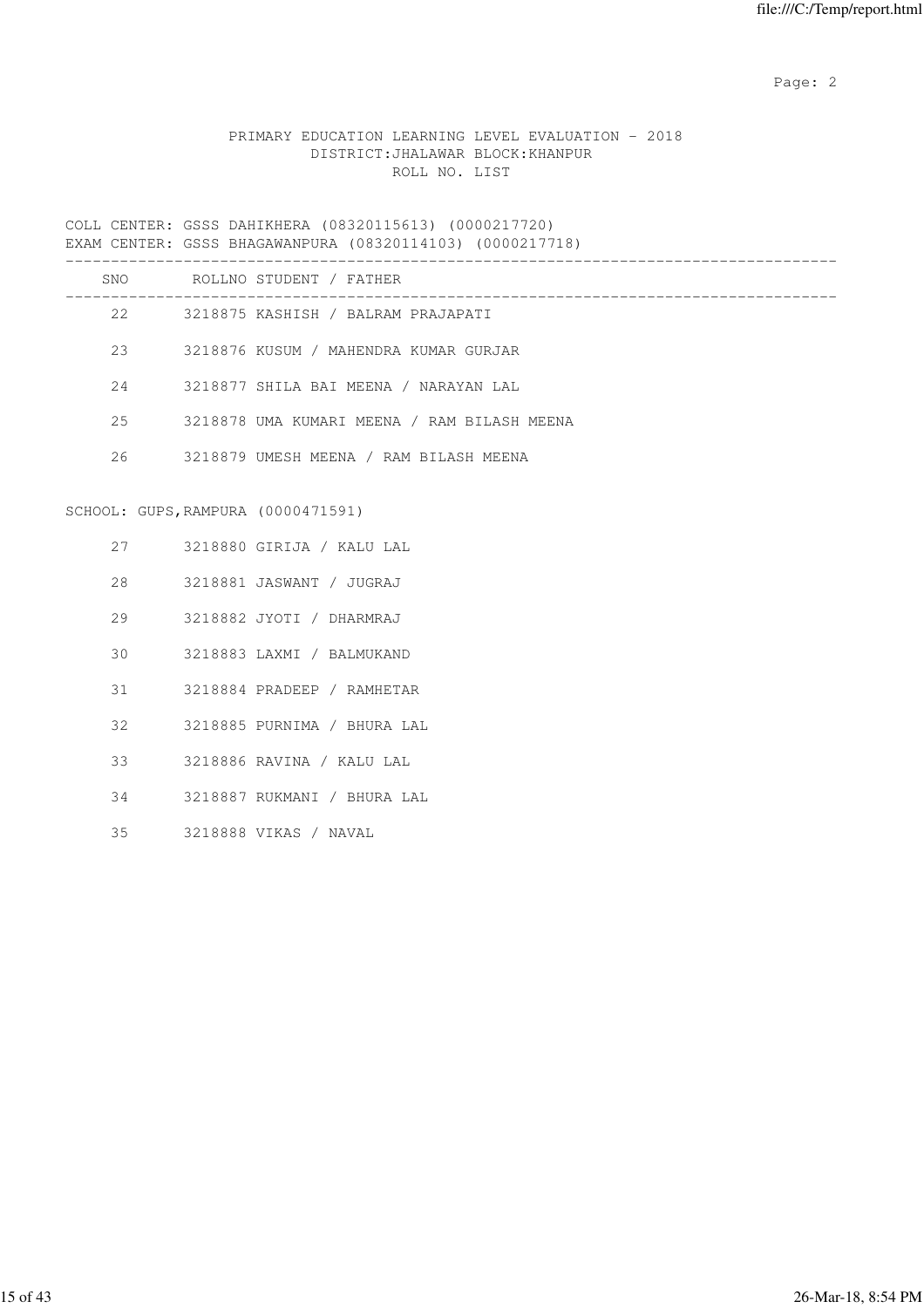PRIMARY EDUCATION LEARNING LEVEL EVALUATION - 2018
DISTRICT:JHALAWAR BLOCK:KHANPUR
ROLL NO. LIST

COLL CENTER: GSSS DAHIKHERA (08320115613) (0000217720)
EXAM CENTER: GSSS BHAGAWANPURA (08320114103) (0000217718)

| SNO | ROLLNO | STUDENT / FATHER |
|---|---|---|
| 22 | 3218875 | KASHISH / BALRAM PRAJAPATI |
| 23 | 3218876 | KUSUM / MAHENDRA KUMAR GURJAR |
| 24 | 3218877 | SHILA BAI MEENA / NARAYAN LAL |
| 25 | 3218878 | UMA KUMARI MEENA / RAM BILASH MEENA |
| 26 | 3218879 | UMESH MEENA / RAM BILASH MEENA |

SCHOOL: GUPS,RAMPURA (0000471591)

| SNO | ROLLNO | STUDENT / FATHER |
|---|---|---|
| 27 | 3218880 | GIRIJA / KALU LAL |
| 28 | 3218881 | JASWANT / JUGRAJ |
| 29 | 3218882 | JYOTI / DHARMRAJ |
| 30 | 3218883 | LAXMI / BALMUKAND |
| 31 | 3218884 | PRADEEP / RAMHETAR |
| 32 | 3218885 | PURNIMA / BHURA LAL |
| 33 | 3218886 | RAVINA / KALU LAL |
| 34 | 3218887 | RUKMANI / BHURA LAL |
| 35 | 3218888 | VIKAS / NAVAL |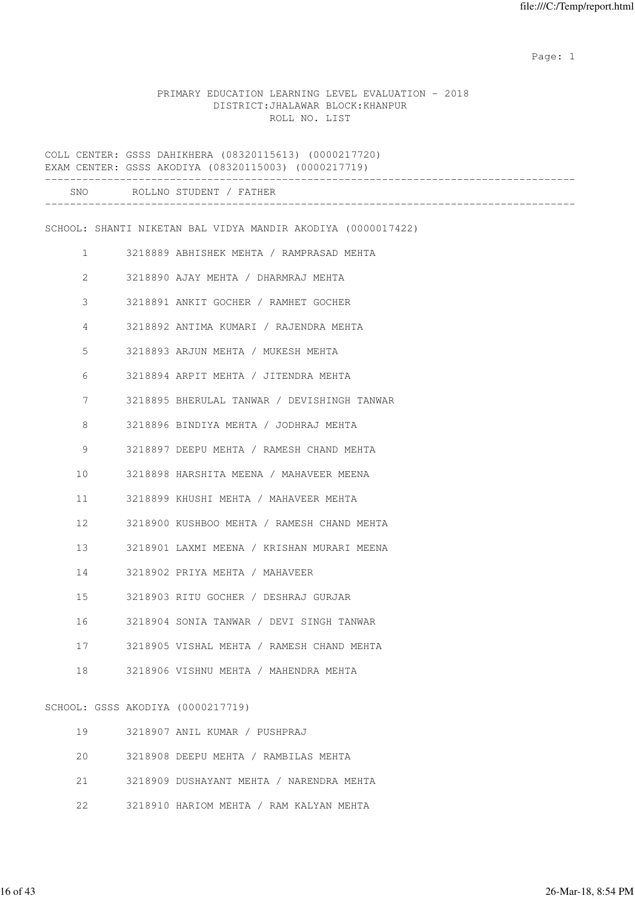PRIMARY EDUCATION LEARNING LEVEL EVALUATION - 2018
DISTRICT:JHALAWAR BLOCK:KHANPUR
ROLL NO. LIST

COLL CENTER: GSSS DAHIKHERA (08320115613) (0000217720)
EXAM CENTER: GSSS AKODIYA (08320115003) (0000217719)

| SNO | ROLLNO | STUDENT / FATHER |
|---|---|---|

SCHOOL: SHANTI NIKETAN BAL VIDYA MANDIR AKODIYA (0000017422)

| SNO | ROLLNO | STUDENT / FATHER |
|---|---|---|
| 1 | 3218889 | ABHISHEK MEHTA / RAMPRASAD MEHTA |
| 2 | 3218890 | AJAY MEHTA / DHARMRAJ MEHTA |
| 3 | 3218891 | ANKIT GOCHER / RAMHET GOCHER |
| 4 | 3218892 | ANTIMA KUMARI / RAJENDRA MEHTA |
| 5 | 3218893 | ARJUN MEHTA / MUKESH MEHTA |
| 6 | 3218894 | ARPIT MEHTA / JITENDRA MEHTA |
| 7 | 3218895 | BHERULAL TANWAR / DEVISHINGH TANWAR |
| 8 | 3218896 | BINDIYA MEHTA / JODHRAJ MEHTA |
| 9 | 3218897 | DEEPU MEHTA / RAMESH CHAND MEHTA |
| 10 | 3218898 | HARSHITA MEENA / MAHAVEER MEENA |
| 11 | 3218899 | KHUSHI MEHTA / MAHAVEER MEHTA |
| 12 | 3218900 | KUSHBOO MEHTA / RAMESH CHAND MEHTA |
| 13 | 3218901 | LAXMI MEENA / KRISHAN MURARI MEENA |
| 14 | 3218902 | PRIYA MEHTA / MAHAVEER |
| 15 | 3218903 | RITU GOCHER / DESHRAJ GURJAR |
| 16 | 3218904 | SONIA TANWAR / DEVI SINGH TANWAR |
| 17 | 3218905 | VISHAL MEHTA / RAMESH CHAND MEHTA |
| 18 | 3218906 | VISHNU MEHTA / MAHENDRA MEHTA |

SCHOOL: GSSS AKODIYA (0000217719)

| SNO | ROLLNO | STUDENT / FATHER |
|---|---|---|
| 19 | 3218907 | ANIL KUMAR / PUSHPRAJ |
| 20 | 3218908 | DEEPU MEHTA / RAMBILAS MEHTA |
| 21 | 3218909 | DUSHAYANT MEHTA / NARENDRA MEHTA |
| 22 | 3218910 | HARIOM MEHTA / RAM KALYAN MEHTA |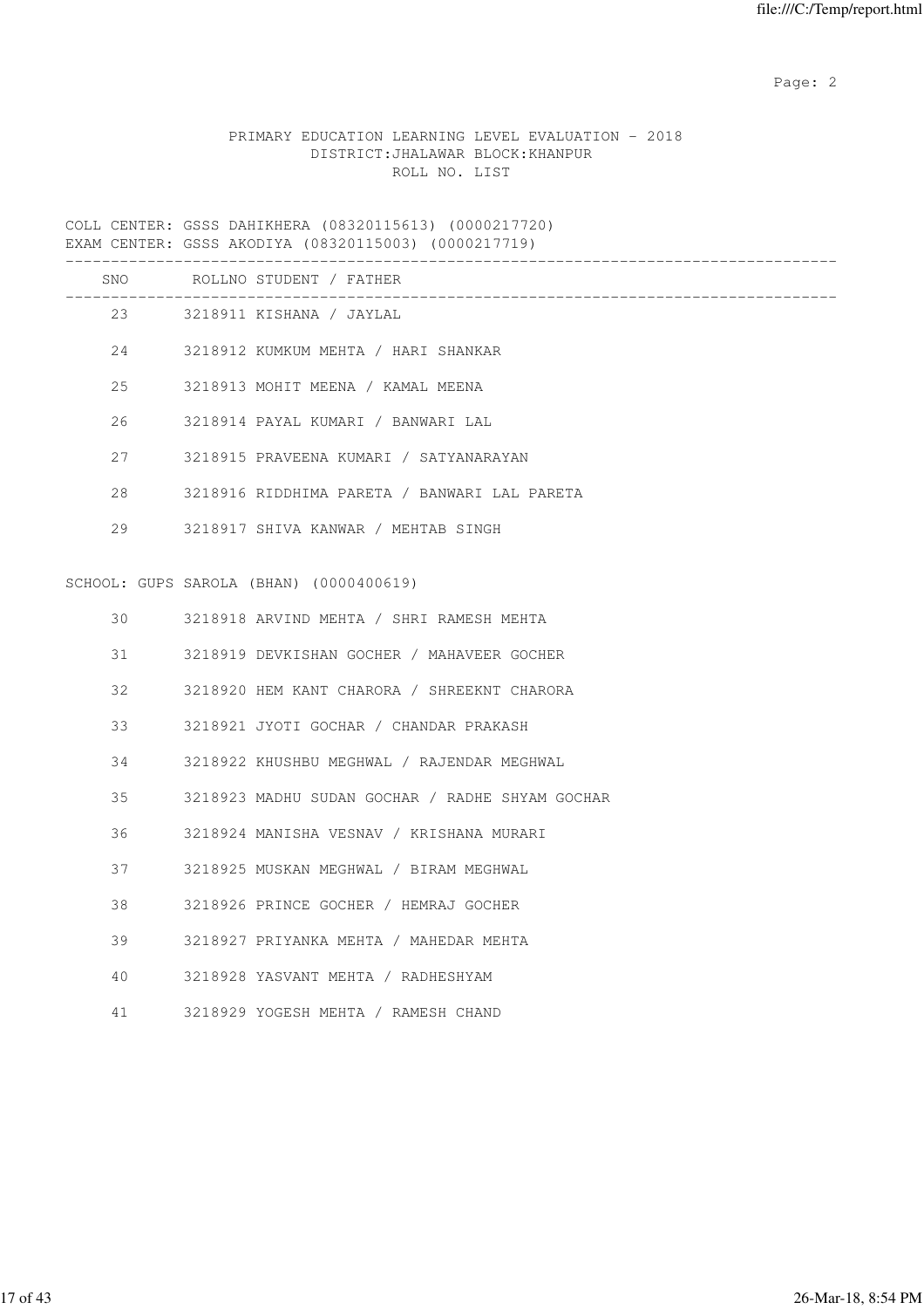PRIMARY EDUCATION LEARNING LEVEL EVALUATION - 2018
DISTRICT:JHALAWAR BLOCK:KHANPUR
ROLL NO. LIST

COLL CENTER: GSSS DAHIKHERA (08320115613) (0000217720)
EXAM CENTER: GSSS AKODIYA (08320115003) (0000217719)

| SNO | ROLLNO | STUDENT / FATHER |
|---|---|---|
| 23 | 3218911 | KISHANA / JAYLAL |
| 24 | 3218912 | KUMKUM MEHTA / HARI SHANKAR |
| 25 | 3218913 | MOHIT MEENA / KAMAL MEENA |
| 26 | 3218914 | PAYAL KUMARI / BANWARI LAL |
| 27 | 3218915 | PRAVEENA KUMARI / SATYANARAYAN |
| 28 | 3218916 | RIDDHIMA PARETA / BANWARI LAL PARETA |
| 29 | 3218917 | SHIVA KANWAR / MEHTAB SINGH |

SCHOOL: GUPS SAROLA (BHAN) (0000400619)

| SNO | ROLLNO | STUDENT / FATHER |
|---|---|---|
| 30 | 3218918 | ARVIND MEHTA / SHRI RAMESH MEHTA |
| 31 | 3218919 | DEVKISHAN GOCHER / MAHAVEER GOCHER |
| 32 | 3218920 | HEM KANT CHARORA / SHREEKNT CHARORA |
| 33 | 3218921 | JYOTI GOCHAR / CHANDAR PRAKASH |
| 34 | 3218922 | KHUSHBU MEGHWAL / RAJENDAR MEGHWAL |
| 35 | 3218923 | MADHU SUDAN GOCHAR / RADHE SHYAM GOCHAR |
| 36 | 3218924 | MANISHA VESNAV / KRISHANA MURARI |
| 37 | 3218925 | MUSKAN MEGHWAL / BIRAM MEGHWAL |
| 38 | 3218926 | PRINCE GOCHER / HEMRAJ GOCHER |
| 39 | 3218927 | PRIYANKA MEHTA / MAHEDAR MEHTA |
| 40 | 3218928 | YASVANT MEHTA / RADHESHYAM |
| 41 | 3218929 | YOGESH MEHTA / RAMESH CHAND |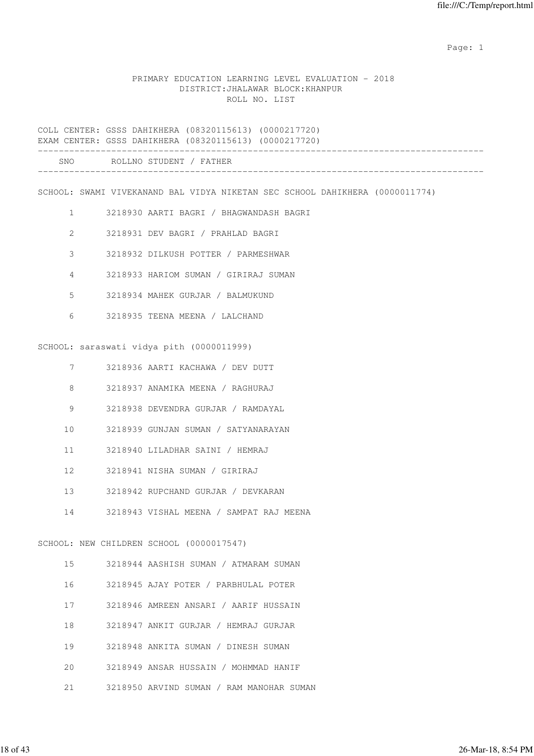PRIMARY EDUCATION LEARNING LEVEL EVALUATION - 2018
DISTRICT:JHALAWAR BLOCK:KHANPUR
ROLL NO. LIST

COLL CENTER: GSSS DAHIKHERA (08320115613) (0000217720)
EXAM CENTER: GSSS DAHIKHERA (08320115613) (0000217720)

| SNO | ROLLNO | STUDENT / FATHER |
|---|---|---|
| | | **SCHOOL: SWAMI VIVEKANAND BAL VIDYA NIKETAN SEC SCHOOL DAHIKHERA (0000011774)** |
| 1 | 3218930 | AARTI BAGRI / BHAGWANDASH BAGRI |
| 2 | 3218931 | DEV BAGRI / PRAHLAD BAGRI |
| 3 | 3218932 | DILKUSH POTTER / PARMESHWAR |
| 4 | 3218933 | HARIOM SUMAN / GIRIRAJ SUMAN |
| 5 | 3218934 | MAHEK GURJAR / BALMUKUND |
| 6 | 3218935 | TEENA MEENA / LALCHAND |
| | | **SCHOOL: saraswati vidya pith (0000011999)** |
| 7 | 3218936 | AARTI KACHAWA / DEV DUTT |
| 8 | 3218937 | ANAMIKA MEENA / RAGHURAJ |
| 9 | 3218938 | DEVENDRA GURJAR / RAMDAYAL |
| 10 | 3218939 | GUNJAN SUMAN / SATYANARAYAN |
| 11 | 3218940 | LILADHAR SAINI / HEMRAJ |
| 12 | 3218941 | NISHA SUMAN / GIRIRAJ |
| 13 | 3218942 | RUPCHAND GURJAR / DEVKARAN |
| 14 | 3218943 | VISHAL MEENA / SAMPAT RAJ MEENA |
| | | **SCHOOL: NEW CHILDREN SCHOOL (0000017547)** |
| 15 | 3218944 | AASHISH SUMAN / ATMARAM SUMAN |
| 16 | 3218945 | AJAY POTER / PARBHULAL POTER |
| 17 | 3218946 | AMREEN ANSARI / AARIF HUSSAIN |
| 18 | 3218947 | ANKIT GURJAR / HEMRAJ GURJAR |
| 19 | 3218948 | ANKITA SUMAN / DINESH SUMAN |
| 20 | 3218949 | ANSAR HUSSAIN / MOHMMAD HANIF |
| 21 | 3218950 | ARVIND SUMAN / RAM MANOHAR SUMAN |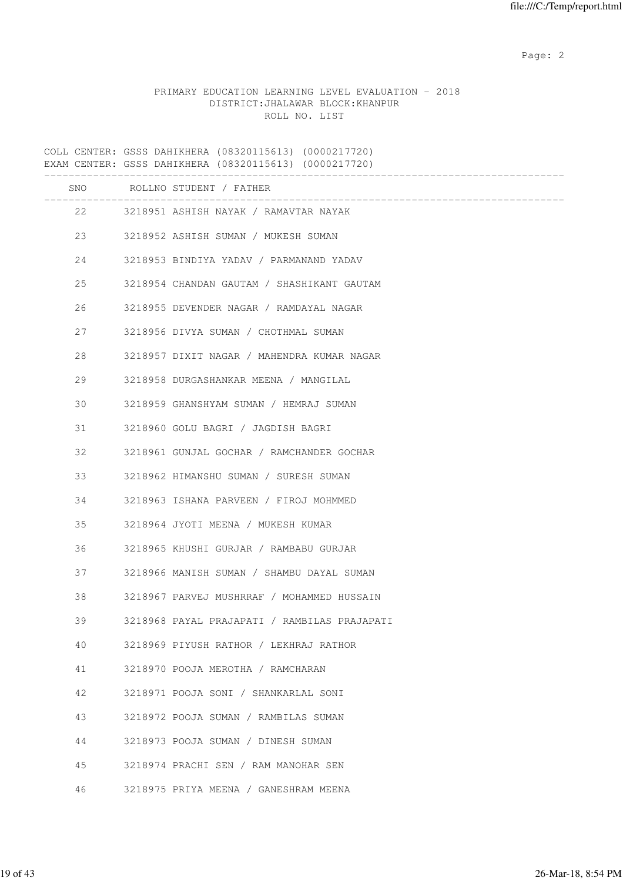PRIMARY EDUCATION LEARNING LEVEL EVALUATION - 2018
DISTRICT:JHALAWAR BLOCK:KHANPUR
ROLL NO. LIST

COLL CENTER: GSSS DAHIKHERA (08320115613) (0000217720)
EXAM CENTER: GSSS DAHIKHERA (08320115613) (0000217720)

| SNO | ROLLNO | STUDENT / FATHER |
|---|---|---|
| 22 | 3218951 | ASHISH NAYAK / RAMAVTAR NAYAK |
| 23 | 3218952 | ASHISH SUMAN / MUKESH SUMAN |
| 24 | 3218953 | BINDIYA YADAV / PARMANAND YADAV |
| 25 | 3218954 | CHANDAN GAUTAM / SHASHIKANT GAUTAM |
| 26 | 3218955 | DEVENDER NAGAR / RAMDAYAL NAGAR |
| 27 | 3218956 | DIVYA SUMAN / CHOTHMAL SUMAN |
| 28 | 3218957 | DIXIT NAGAR / MAHENDRA KUMAR NAGAR |
| 29 | 3218958 | DURGASHANKAR MEENA / MANGILAL |
| 30 | 3218959 | GHANSHYAM SUMAN / HEMRAJ SUMAN |
| 31 | 3218960 | GOLU BAGRI / JAGDISH BAGRI |
| 32 | 3218961 | GUNJAL GOCHAR / RAMCHANDER GOCHAR |
| 33 | 3218962 | HIMANSHU SUMAN / SURESH SUMAN |
| 34 | 3218963 | ISHANA PARVEEN / FIROJ MOHMMED |
| 35 | 3218964 | JYOTI MEENA / MUKESH KUMAR |
| 36 | 3218965 | KHUSHI GURJAR / RAMBABU GURJAR |
| 37 | 3218966 | MANISH SUMAN / SHAMBU DAYAL SUMAN |
| 38 | 3218967 | PARVEJ MUSHRRAF / MOHAMMED HUSSAIN |
| 39 | 3218968 | PAYAL PRAJAPATI / RAMBILAS PRAJAPATI |
| 40 | 3218969 | PIYUSH RATHOR / LEKHRAJ RATHOR |
| 41 | 3218970 | POOJA MEROTHA / RAMCHARAN |
| 42 | 3218971 | POOJA SONI / SHANKARLAL SONI |
| 43 | 3218972 | POOJA SUMAN / RAMBILAS SUMAN |
| 44 | 3218973 | POOJA SUMAN / DINESH SUMAN |
| 45 | 3218974 | PRACHI SEN / RAM MANOHAR SEN |
| 46 | 3218975 | PRIYA MEENA / GANESHRAM MEENA |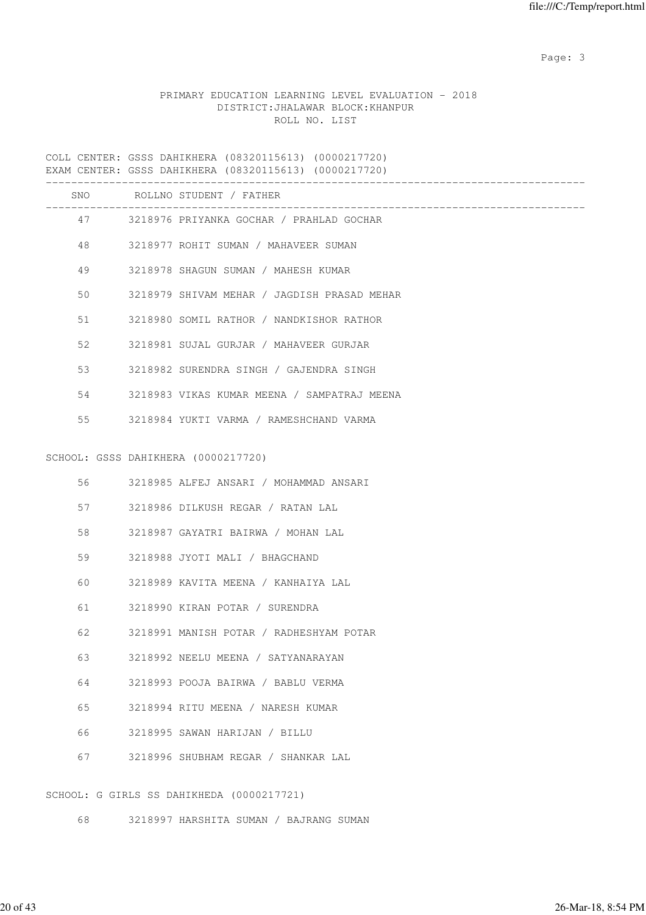PRIMARY EDUCATION LEARNING LEVEL EVALUATION - 2018
DISTRICT:JHALAWAR BLOCK:KHANPUR
ROLL NO. LIST

COLL CENTER: GSSS DAHIKHERA (08320115613) (0000217720)
EXAM CENTER: GSSS DAHIKHERA (08320115613) (0000217720)

| SNO | ROLLNO | STUDENT / FATHER |
|---|---|---|
| 47 | 3218976 | PRIYANKA GOCHAR / PRAHLAD GOCHAR |
| 48 | 3218977 | ROHIT SUMAN / MAHAVEER SUMAN |
| 49 | 3218978 | SHAGUN SUMAN / MAHESH KUMAR |
| 50 | 3218979 | SHIVAM MEHAR / JAGDISH PRASAD MEHAR |
| 51 | 3218980 | SOMIL RATHOR / NANDKISHOR RATHOR |
| 52 | 3218981 | SUJAL GURJAR / MAHAVEER GURJAR |
| 53 | 3218982 | SURENDRA SINGH / GAJENDRA SINGH |
| 54 | 3218983 | VIKAS KUMAR MEENA / SAMPATRAJ MEENA |
| 55 | 3218984 | YUKTI VARMA / RAMESHCHAND VARMA |

SCHOOL: GSSS DAHIKHERA (0000217720)

| SNO | ROLLNO | STUDENT / FATHER |
|---|---|---|
| 56 | 3218985 | ALFEJ ANSARI / MOHAMMAD ANSARI |
| 57 | 3218986 | DILKUSH REGAR / RATAN LAL |
| 58 | 3218987 | GAYATRI BAIRWA / MOHAN LAL |
| 59 | 3218988 | JYOTI MALI / BHAGCHAND |
| 60 | 3218989 | KAVITA MEENA / KANHAIYA LAL |
| 61 | 3218990 | KIRAN POTAR / SURENDRA |
| 62 | 3218991 | MANISH POTAR / RADHESHYAM POTAR |
| 63 | 3218992 | NEELU MEENA / SATYANARAYAN |
| 64 | 3218993 | POOJA BAIRWA / BABLU VERMA |
| 65 | 3218994 | RITU MEENA / NARESH KUMAR |
| 66 | 3218995 | SAWAN HARIJAN / BILLU |
| 67 | 3218996 | SHUBHAM REGAR / SHANKAR LAL |

SCHOOL: G GIRLS SS DAHIKHEDA (0000217721)

| SNO | ROLLNO | STUDENT / FATHER |
|---|---|---|
| 68 | 3218997 | HARSHITA SUMAN / BAJRANG SUMAN |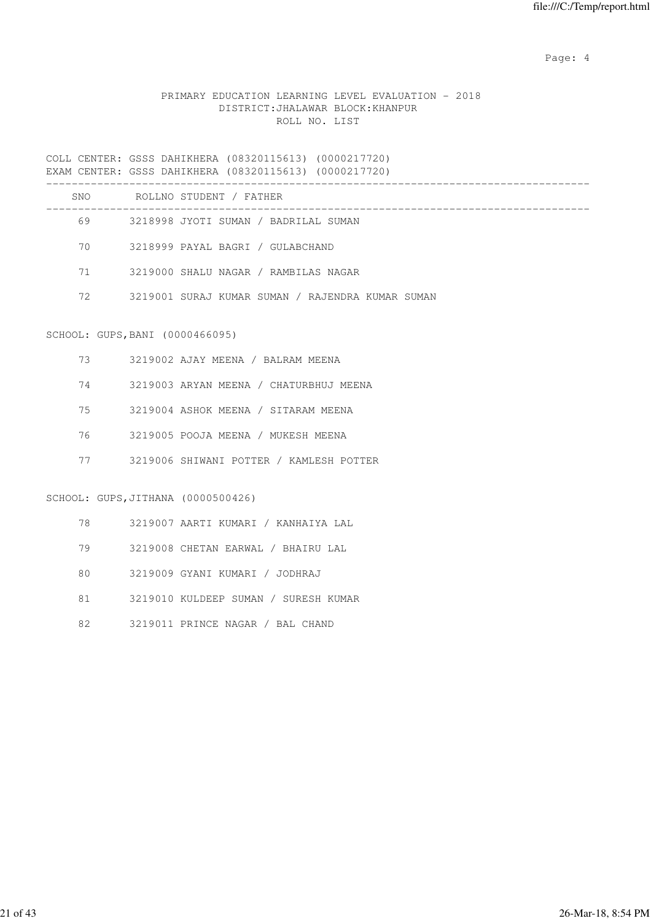PRIMARY EDUCATION LEARNING LEVEL EVALUATION - 2018
DISTRICT:JHALAWAR BLOCK:KHANPUR
ROLL NO. LIST

COLL CENTER: GSSS DAHIKHERA (08320115613) (0000217720)
EXAM CENTER: GSSS DAHIKHERA (08320115613) (0000217720)

| SNO | ROLLNO | STUDENT / FATHER |
|---|---|---|
| 69 | 3218998 | JYOTI SUMAN / BADRILAL SUMAN |
| 70 | 3218999 | PAYAL BAGRI / GULABCHAND |
| 71 | 3219000 | SHALU NAGAR / RAMBILAS NAGAR |
| 72 | 3219001 | SURAJ KUMAR SUMAN / RAJENDRA KUMAR SUMAN |

SCHOOL: GUPS,BANI (0000466095)

| SNO | ROLLNO | STUDENT / FATHER |
|---|---|---|
| 73 | 3219002 | AJAY MEENA / BALRAM MEENA |
| 74 | 3219003 | ARYAN MEENA / CHATURBHUJ MEENA |
| 75 | 3219004 | ASHOK MEENA / SITARAM MEENA |
| 76 | 3219005 | POOJA MEENA / MUKESH MEENA |
| 77 | 3219006 | SHIWANI POTTER / KAMLESH POTTER |

SCHOOL: GUPS,JITHANA (0000500426)

| SNO | ROLLNO | STUDENT / FATHER |
|---|---|---|
| 78 | 3219007 | AARTI KUMARI / KANHAIYA LAL |
| 79 | 3219008 | CHETAN EARWAL / BHAIRU LAL |
| 80 | 3219009 | GYANI KUMARI / JODHRAJ |
| 81 | 3219010 | KULDEEP SUMAN / SURESH KUMAR |
| 82 | 3219011 | PRINCE NAGAR / BAL CHAND |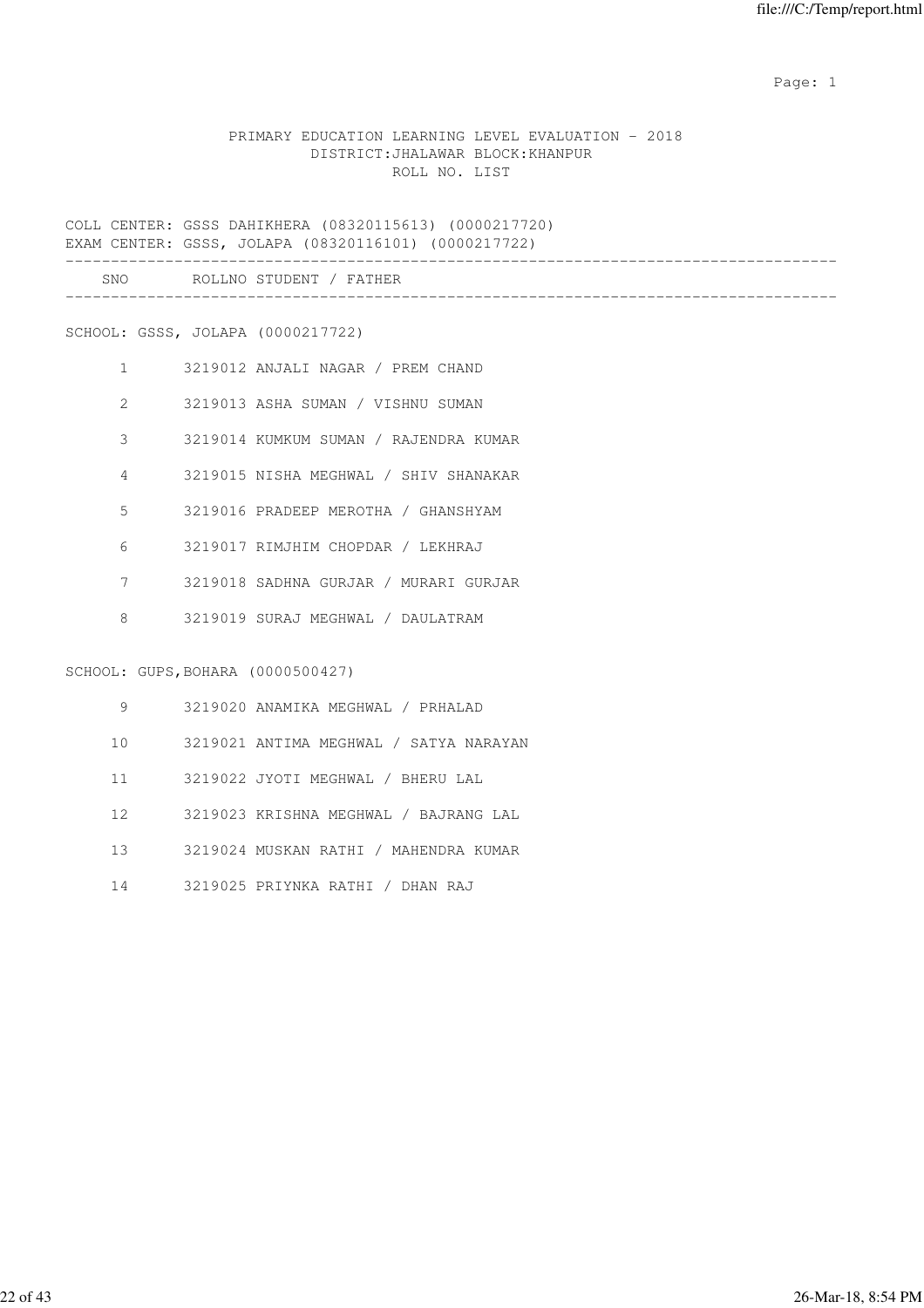PRIMARY EDUCATION LEARNING LEVEL EVALUATION - 2018
DISTRICT:JHALAWAR BLOCK:KHANPUR
ROLL NO. LIST

COLL CENTER: GSSS DAHIKHERA (08320115613) (0000217720)
EXAM CENTER: GSSS, JOLAPA (08320116101) (0000217722)

| SNO | ROLLNO | STUDENT / FATHER |
|---|---|---|
| **SCHOOL: GSSS, JOLAPA (0000217722)** | | |
| 1 | 3219012 | ANJALI NAGAR / PREM CHAND |
| 2 | 3219013 | ASHA SUMAN / VISHNU SUMAN |
| 3 | 3219014 | KUMKUM SUMAN / RAJENDRA KUMAR |
| 4 | 3219015 | NISHA MEGHWAL / SHIV SHANAKAR |
| 5 | 3219016 | PRADEEP MEROTHA / GHANSHYAM |
| 6 | 3219017 | RIMJHIM CHOPDAR / LEKHRAJ |
| 7 | 3219018 | SADHNA GURJAR / MURARI GURJAR |
| 8 | 3219019 | SURAJ MEGHWAL / DAULATRAM |
| **SCHOOL: GUPS,BOHARA (0000500427)** | | |
| 9 | 3219020 | ANAMIKA MEGHWAL / PRHALAD |
| 10 | 3219021 | ANTIMA MEGHWAL / SATYA NARAYAN |
| 11 | 3219022 | JYOTI MEGHWAL / BHERU LAL |
| 12 | 3219023 | KRISHNA MEGHWAL / BAJRANG LAL |
| 13 | 3219024 | MUSKAN RATHI / MAHENDRA KUMAR |
| 14 | 3219025 | PRIYNKA RATHI / DHAN RAJ |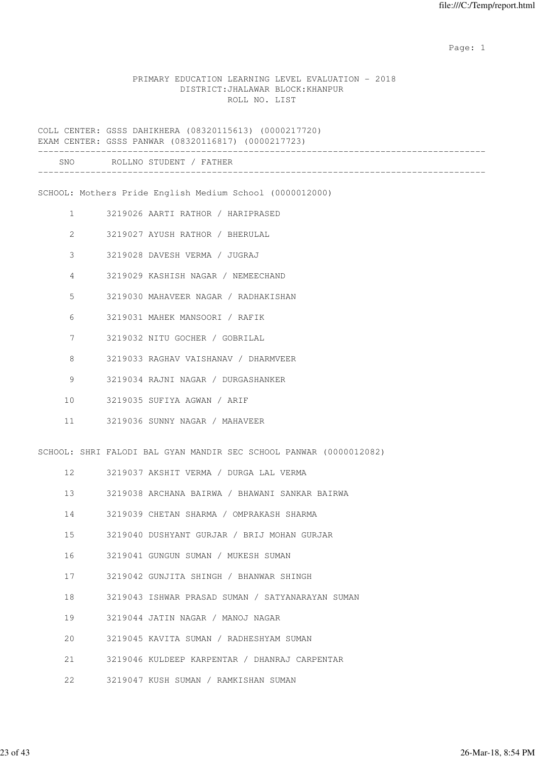PRIMARY EDUCATION LEARNING LEVEL EVALUATION - 2018
DISTRICT:JHALAWAR BLOCK:KHANPUR
ROLL NO. LIST

COLL CENTER: GSSS DAHIKHERA (08320115613) (0000217720)
EXAM CENTER: GSSS PANWAR (08320116817) (0000217723)

| SNO | ROLLNO | STUDENT / FATHER |
|---|---|---|

SCHOOL: Mothers Pride English Medium School (0000012000)

| SNO | ROLLNO | STUDENT / FATHER |
|---|---|---|
| 1 | 3219026 | AARTI RATHOR / HARIPRASED |
| 2 | 3219027 | AYUSH RATHOR / BHERULAL |
| 3 | 3219028 | DAVESH VERMA / JUGRAJ |
| 4 | 3219029 | KASHISH NAGAR / NEMEECHAND |
| 5 | 3219030 | MAHAVEER NAGAR / RADHAKISHAN |
| 6 | 3219031 | MAHEK MANSOORI / RAFIK |
| 7 | 3219032 | NITU GOCHER / GOBRILAL |
| 8 | 3219033 | RAGHAV VAISHANAV / DHARMVEER |
| 9 | 3219034 | RAJNI NAGAR / DURGASHANKER |
| 10 | 3219035 | SUFIYA AGWAN / ARIF |
| 11 | 3219036 | SUNNY NAGAR / MAHAVEER |

SCHOOL: SHRI FALODI BAL GYAN MANDIR SEC SCHOOL PANWAR (0000012082)

| SNO | ROLLNO | STUDENT / FATHER |
|---|---|---|
| 12 | 3219037 | AKSHIT VERMA / DURGA LAL VERMA |
| 13 | 3219038 | ARCHANA BAIRWA / BHAWANI SANKAR BAIRWA |
| 14 | 3219039 | CHETAN SHARMA / OMPRAKASH SHARMA |
| 15 | 3219040 | DUSHYANT GURJAR / BRIJ MOHAN GURJAR |
| 16 | 3219041 | GUNGUN SUMAN / MUKESH SUMAN |
| 17 | 3219042 | GUNJITA SHINGH / BHANWAR SHINGH |
| 18 | 3219043 | ISHWAR PRASAD SUMAN / SATYANARAYAN SUMAN |
| 19 | 3219044 | JATIN NAGAR / MANOJ NAGAR |
| 20 | 3219045 | KAVITA SUMAN / RADHESHYAM SUMAN |
| 21 | 3219046 | KULDEEP KARPENTAR / DHANRAJ CARPENTAR |
| 22 | 3219047 | KUSH SUMAN / RAMKISHAN SUMAN |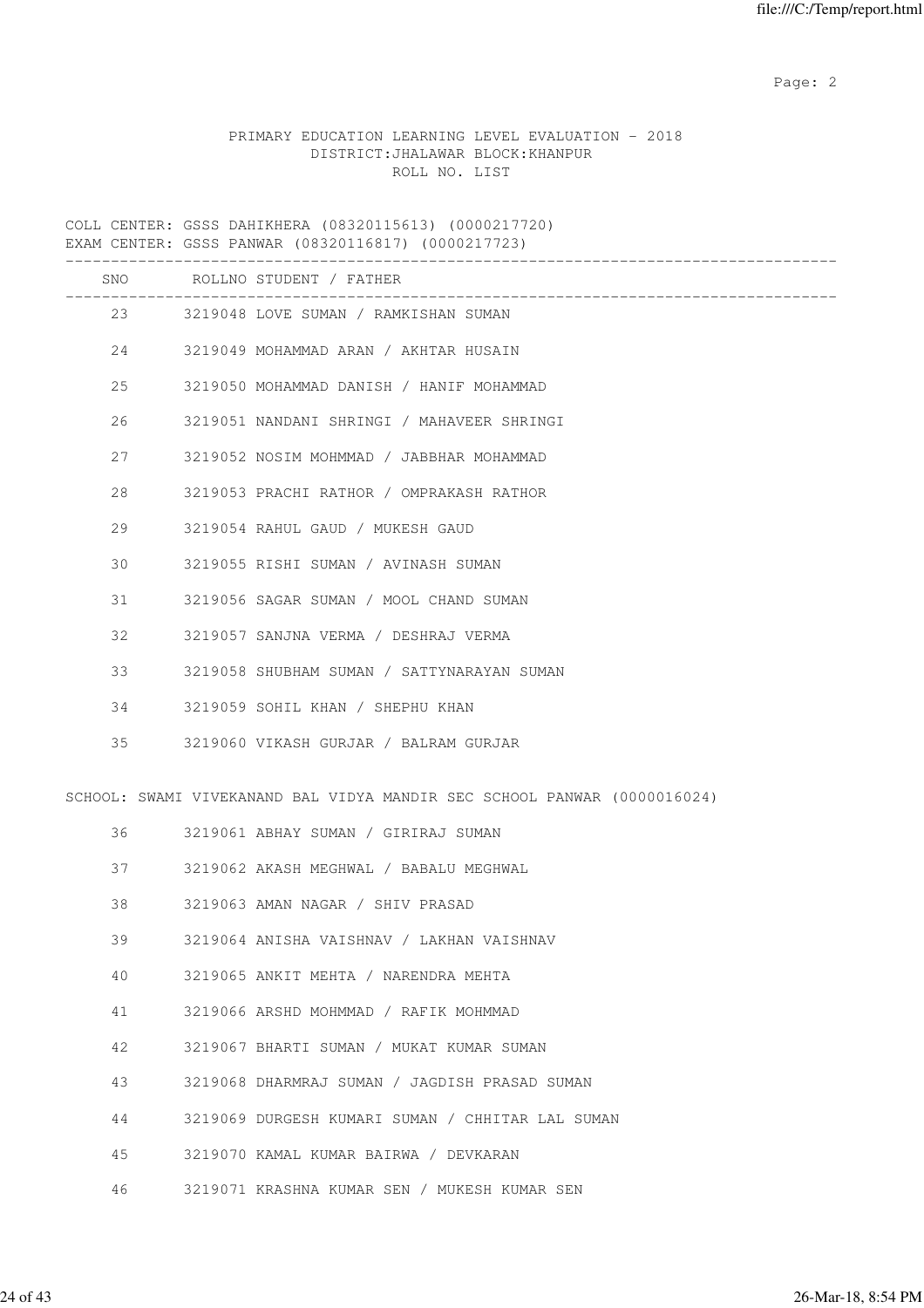PRIMARY EDUCATION LEARNING LEVEL EVALUATION - 2018
DISTRICT:JHALAWAR BLOCK:KHANPUR
ROLL NO. LIST

COLL CENTER: GSSS DAHIKHERA (08320115613) (0000217720)
EXAM CENTER: GSSS PANWAR (08320116817) (0000217723)

| SNO | ROLLNO | STUDENT / FATHER |
|---|---|---|
| 23 | 3219048 | LOVE SUMAN / RAMKISHAN SUMAN |
| 24 | 3219049 | MOHAMMAD ARAN / AKHTAR HUSAIN |
| 25 | 3219050 | MOHAMMAD DANISH / HANIF MOHAMMAD |
| 26 | 3219051 | NANDANI SHRINGI / MAHAVEER SHRINGI |
| 27 | 3219052 | NOSIM MOHMMAD / JABBHAR MOHAMMAD |
| 28 | 3219053 | PRACHI RATHOR / OMPRAKASH RATHOR |
| 29 | 3219054 | RAHUL GAUD / MUKESH GAUD |
| 30 | 3219055 | RISHI SUMAN / AVINASH SUMAN |
| 31 | 3219056 | SAGAR SUMAN / MOOL CHAND SUMAN |
| 32 | 3219057 | SANJNA VERMA / DESHRAJ VERMA |
| 33 | 3219058 | SHUBHAM SUMAN / SATTYNARAYAN SUMAN |
| 34 | 3219059 | SOHIL KHAN / SHEPHU KHAN |
| 35 | 3219060 | VIKASH GURJAR / BALRAM GURJAR |

SCHOOL: SWAMI VIVEKANAND BAL VIDYA MANDIR SEC SCHOOL PANWAR (0000016024)

| SNO | ROLLNO | STUDENT / FATHER |
|---|---|---|
| 36 | 3219061 | ABHAY SUMAN / GIRIRAJ SUMAN |
| 37 | 3219062 | AKASH MEGHWAL / BABALU MEGHWAL |
| 38 | 3219063 | AMAN NAGAR / SHIV PRASAD |
| 39 | 3219064 | ANISHA VAISHNAV / LAKHAN VAISHNAV |
| 40 | 3219065 | ANKIT MEHTA / NARENDRA MEHTA |
| 41 | 3219066 | ARSHD MOHMMAD / RAFIK MOHMMAD |
| 42 | 3219067 | BHARTI SUMAN / MUKAT KUMAR SUMAN |
| 43 | 3219068 | DHARMRAJ SUMAN / JAGDISH PRASAD SUMAN |
| 44 | 3219069 | DURGESH KUMARI SUMAN / CHHITAR LAL SUMAN |
| 45 | 3219070 | KAMAL KUMAR BAIRWA / DEVKARAN |
| 46 | 3219071 | KRASHNA KUMAR SEN / MUKESH KUMAR SEN |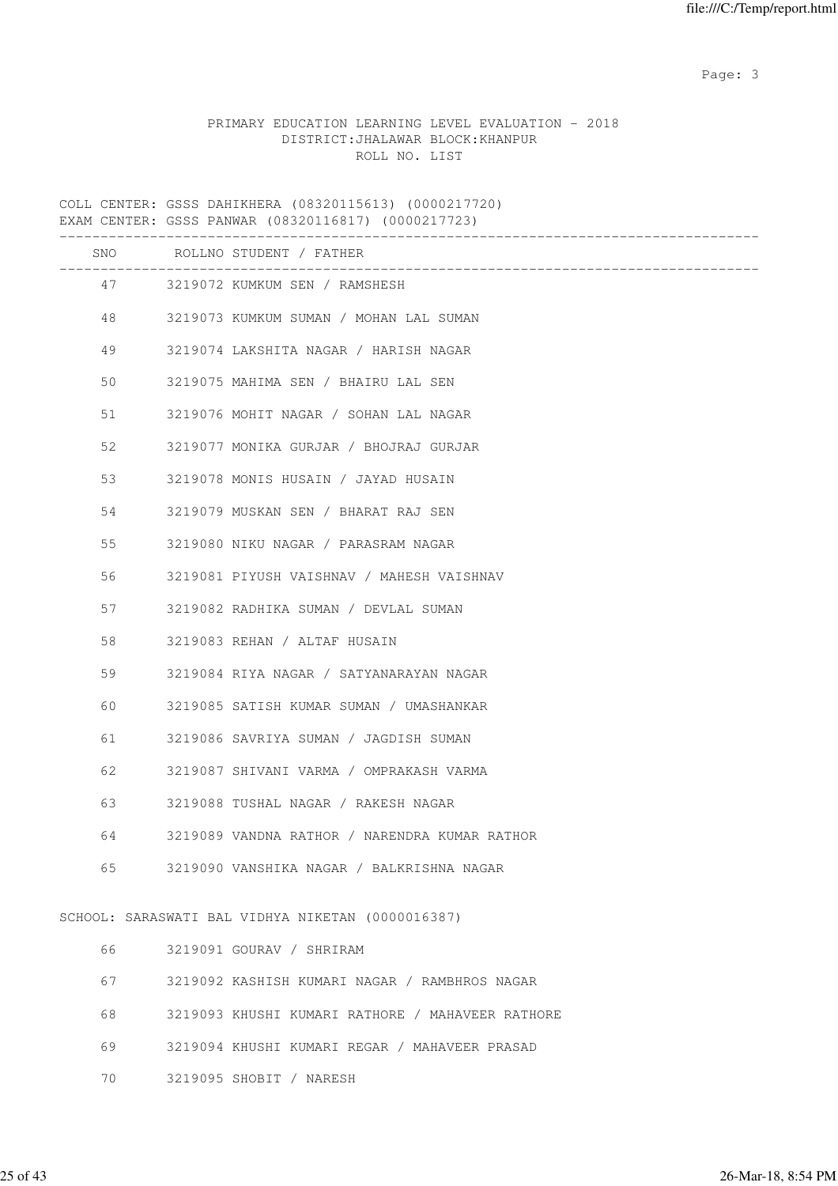PRIMARY EDUCATION LEARNING LEVEL EVALUATION - 2018
DISTRICT:JHALAWAR BLOCK:KHANPUR
ROLL NO. LIST

COLL CENTER: GSSS DAHIKHERA (08320115613) (0000217720)
EXAM CENTER: GSSS PANWAR (08320116817) (0000217723)

| SNO | ROLLNO | STUDENT / FATHER |
|---|---|---|
| 47 | 3219072 | KUMKUM SEN / RAMSHESH |
| 48 | 3219073 | KUMKUM SUMAN / MOHAN LAL SUMAN |
| 49 | 3219074 | LAKSHITA NAGAR / HARISH NAGAR |
| 50 | 3219075 | MAHIMA SEN / BHAIRU LAL SEN |
| 51 | 3219076 | MOHIT NAGAR / SOHAN LAL NAGAR |
| 52 | 3219077 | MONIKA GURJAR / BHOJRAJ GURJAR |
| 53 | 3219078 | MONIS HUSAIN / JAYAD HUSAIN |
| 54 | 3219079 | MUSKAN SEN / BHARAT RAJ SEN |
| 55 | 3219080 | NIKU NAGAR / PARASRAM NAGAR |
| 56 | 3219081 | PIYUSH VAISHNAV / MAHESH VAISHNAV |
| 57 | 3219082 | RADHIKA SUMAN / DEVLAL SUMAN |
| 58 | 3219083 | REHAN / ALTAF HUSAIN |
| 59 | 3219084 | RIYA NAGAR / SATYANARAYAN NAGAR |
| 60 | 3219085 | SATISH KUMAR SUMAN / UMASHANKAR |
| 61 | 3219086 | SAVRIYA SUMAN / JAGDISH SUMAN |
| 62 | 3219087 | SHIVANI VARMA / OMPRAKASH VARMA |
| 63 | 3219088 | TUSHAL NAGAR / RAKESH NAGAR |
| 64 | 3219089 | VANDNA RATHOR / NARENDRA KUMAR RATHOR |
| 65 | 3219090 | VANSHIKA NAGAR / BALKRISHNA NAGAR |

SCHOOL: SARASWATI BAL VIDHYA NIKETAN (0000016387)

| SNO | ROLLNO | STUDENT / FATHER |
|---|---|---|
| 66 | 3219091 | GOURAV / SHRIRAM |
| 67 | 3219092 | KASHISH KUMARI NAGAR / RAMBHROS NAGAR |
| 68 | 3219093 | KHUSHI KUMARI RATHORE / MAHAVEER RATHORE |
| 69 | 3219094 | KHUSHI KUMARI REGAR / MAHAVEER PRASAD |
| 70 | 3219095 | SHOBIT / NARESH |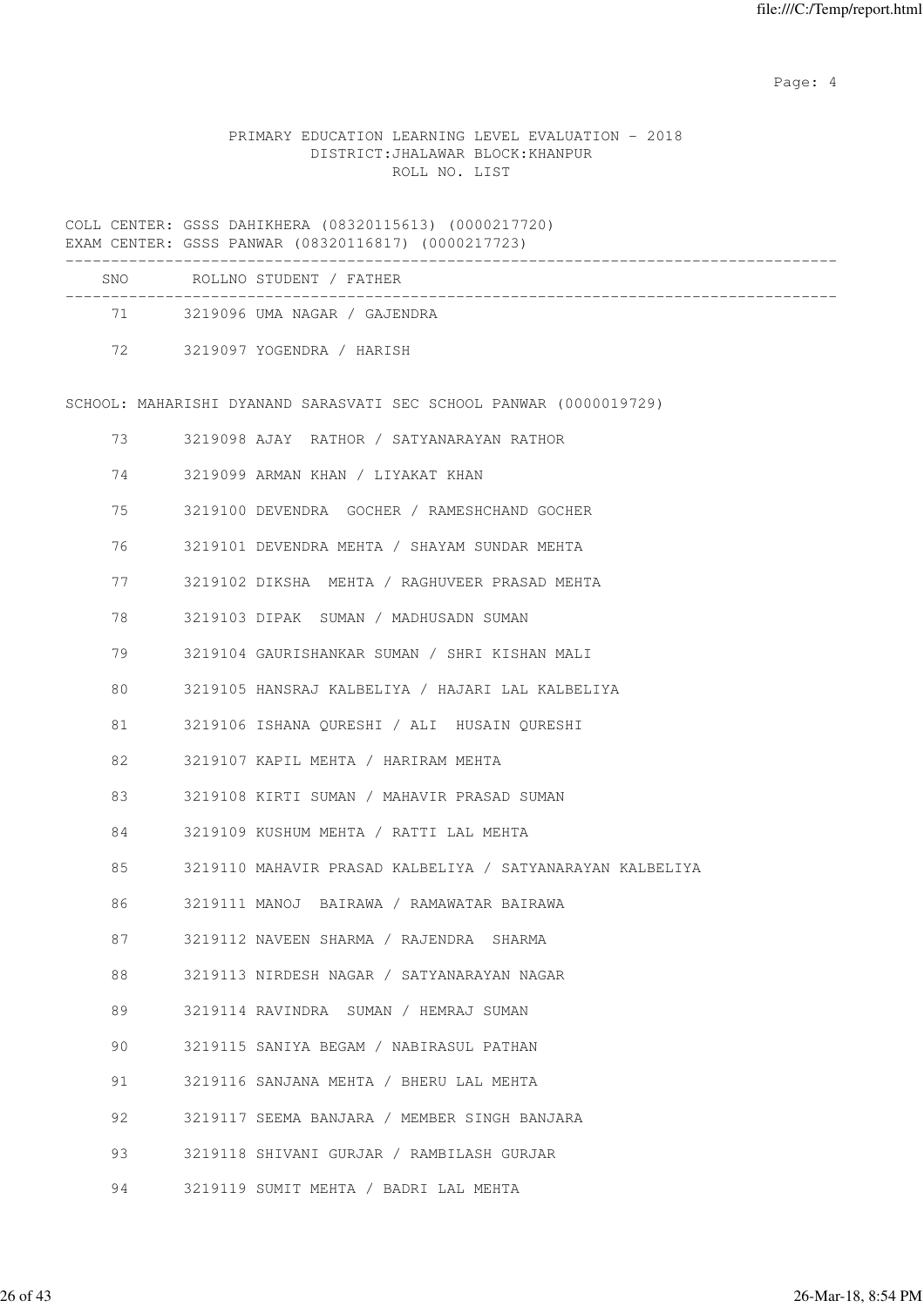PRIMARY EDUCATION LEARNING LEVEL EVALUATION - 2018
DISTRICT:JHALAWAR BLOCK:KHANPUR
ROLL NO. LIST

COLL CENTER: GSSS DAHIKHERA (08320115613) (0000217720)
EXAM CENTER: GSSS PANWAR (08320116817) (0000217723)

| SNO | ROLLNO | STUDENT / FATHER |
|---|---|---|
| 71 | 3219096 | UMA NAGAR / GAJENDRA |
| 72 | 3219097 | YOGENDRA / HARISH |

SCHOOL: MAHARISHI DYANAND SARASVATI SEC SCHOOL PANWAR (0000019729)

| SNO | ROLLNO | STUDENT / FATHER |
|---|---|---|
| 73 | 3219098 | AJAY RATHOR / SATYANARAYAN RATHOR |
| 74 | 3219099 | ARMAN KHAN / LIYAKAT KHAN |
| 75 | 3219100 | DEVENDRA GOCHER / RAMESHCHAND GOCHER |
| 76 | 3219101 | DEVENDRA MEHTA / SHAYAM SUNDAR MEHTA |
| 77 | 3219102 | DIKSHA MEHTA / RAGHUVEER PRASAD MEHTA |
| 78 | 3219103 | DIPAK SUMAN / MADHUSADN SUMAN |
| 79 | 3219104 | GAURISHANKAR SUMAN / SHRI KISHAN MALI |
| 80 | 3219105 | HANSRAJ KALBELIYA / HAJARI LAL KALBELIYA |
| 81 | 3219106 | ISHANA QURESHI / ALI HUSAIN QURESHI |
| 82 | 3219107 | KAPIL MEHTA / HARIRAM MEHTA |
| 83 | 3219108 | KIRTI SUMAN / MAHAVIR PRASAD SUMAN |
| 84 | 3219109 | KUSHUM MEHTA / RATTI LAL MEHTA |
| 85 | 3219110 | MAHAVIR PRASAD KALBELIYA / SATYANARAYAN KALBELIYA |
| 86 | 3219111 | MANOJ BAIRAWA / RAMAWATAR BAIRAWA |
| 87 | 3219112 | NAVEEN SHARMA / RAJENDRA SHARMA |
| 88 | 3219113 | NIRDESH NAGAR / SATYANARAYAN NAGAR |
| 89 | 3219114 | RAVINDRA SUMAN / HEMRAJ SUMAN |
| 90 | 3219115 | SANIYA BEGAM / NABIRASUL PATHAN |
| 91 | 3219116 | SANJANA MEHTA / BHERU LAL MEHTA |
| 92 | 3219117 | SEEMA BANJARA / MEMBER SINGH BANJARA |
| 93 | 3219118 | SHIVANI GURJAR / RAMBILASH GURJAR |
| 94 | 3219119 | SUMIT MEHTA / BADRI LAL MEHTA |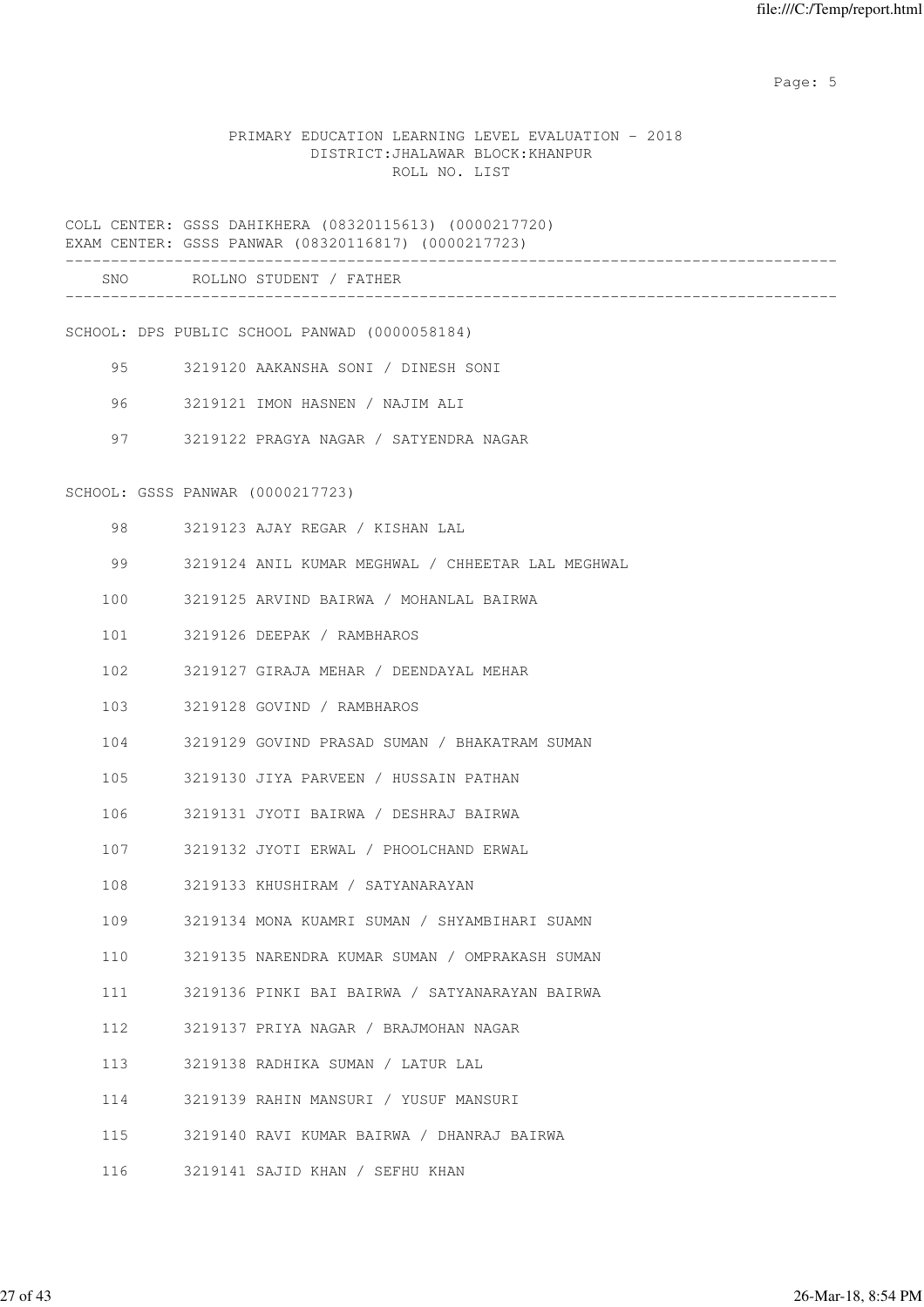PRIMARY EDUCATION LEARNING LEVEL EVALUATION - 2018
DISTRICT:JHALAWAR BLOCK:KHANPUR
ROLL NO. LIST

COLL CENTER: GSSS DAHIKHERA (08320115613) (0000217720)
EXAM CENTER: GSSS PANWAR (08320116817) (0000217723)

| SNO | ROLLNO | STUDENT / FATHER |
|---|---|---|
| | | **SCHOOL: DPS PUBLIC SCHOOL PANWAD (0000058184)** |
| 95 | 3219120 | AAKANSHA SONI / DINESH SONI |
| 96 | 3219121 | IMON HASNEN / NAJIM ALI |
| 97 | 3219122 | PRAGYA NAGAR / SATYENDRA NAGAR |
| | | **SCHOOL: GSSS PANWAR (0000217723)** |
| 98 | 3219123 | AJAY REGAR / KISHAN LAL |
| 99 | 3219124 | ANIL KUMAR MEGHWAL / CHHEETAR LAL MEGHWAL |
| 100 | 3219125 | ARVIND BAIRWA / MOHANLAL BAIRWA |
| 101 | 3219126 | DEEPAK / RAMBHAROS |
| 102 | 3219127 | GIRAJA MEHAR / DEENDAYAL MEHAR |
| 103 | 3219128 | GOVIND / RAMBHAROS |
| 104 | 3219129 | GOVIND PRASAD SUMAN / BHAKATRAM SUMAN |
| 105 | 3219130 | JIYA PARVEEN / HUSSAIN PATHAN |
| 106 | 3219131 | JYOTI BAIRWA / DESHRAJ BAIRWA |
| 107 | 3219132 | JYOTI ERWAL / PHOOLCHAND ERWAL |
| 108 | 3219133 | KHUSHIRAM / SATYANARAYAN |
| 109 | 3219134 | MONA KUAMRI SUMAN / SHYAMBIHARI SUAMN |
| 110 | 3219135 | NARENDRA KUMAR SUMAN / OMPRAKASH SUMAN |
| 111 | 3219136 | PINKI BAI BAIRWA / SATYANARAYAN BAIRWA |
| 112 | 3219137 | PRIYA NAGAR / BRAJMOHAN NAGAR |
| 113 | 3219138 | RADHIKA SUMAN / LATUR LAL |
| 114 | 3219139 | RAHIN MANSURI / YUSUF MANSURI |
| 115 | 3219140 | RAVI KUMAR BAIRWA / DHANRAJ BAIRWA |
| 116 | 3219141 | SAJID KHAN / SEFHU KHAN |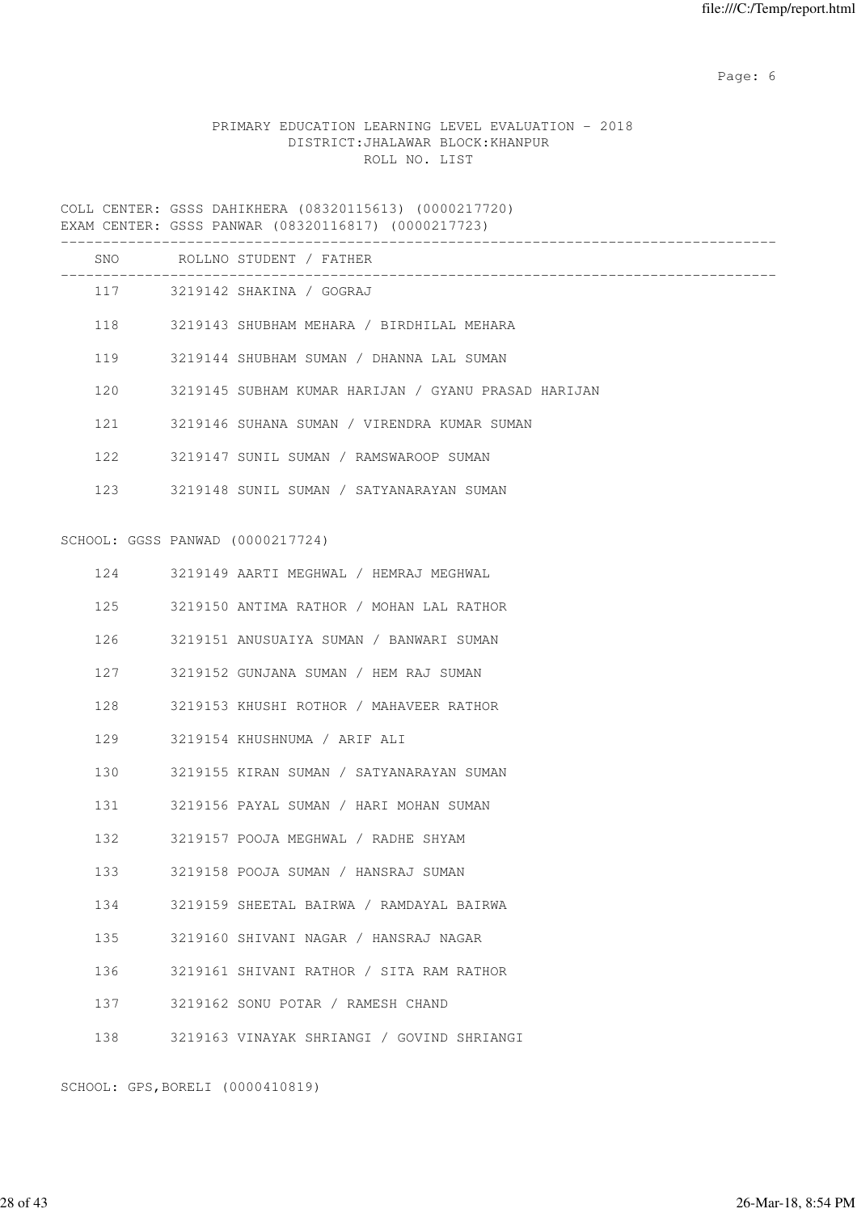PRIMARY EDUCATION LEARNING LEVEL EVALUATION - 2018
DISTRICT:JHALAWAR BLOCK:KHANPUR
ROLL NO. LIST

COLL CENTER: GSSS DAHIKHERA (08320115613) (0000217720)
EXAM CENTER: GSSS PANWAR (08320116817) (0000217723)

| SNO | ROLLNO | STUDENT / FATHER |
|---|---|---|
| 117 | 3219142 | SHAKINA / GOGRAJ |
| 118 | 3219143 | SHUBHAM MEHARA / BIRDHILAL MEHARA |
| 119 | 3219144 | SHUBHAM SUMAN / DHANNA LAL SUMAN |
| 120 | 3219145 | SUBHAM KUMAR HARIJAN / GYANU PRASAD HARIJAN |
| 121 | 3219146 | SUHANA SUMAN / VIRENDRA KUMAR SUMAN |
| 122 | 3219147 | SUNIL SUMAN / RAMSWAROOP SUMAN |
| 123 | 3219148 | SUNIL SUMAN / SATYANARAYAN SUMAN |

SCHOOL: GGSS PANWAD (0000217724)

| SNO | ROLLNO | STUDENT / FATHER |
|---|---|---|
| 124 | 3219149 | AARTI MEGHWAL / HEMRAJ MEGHWAL |
| 125 | 3219150 | ANTIMA RATHOR / MOHAN LAL RATHOR |
| 126 | 3219151 | ANUSUAIYA SUMAN / BANWARI SUMAN |
| 127 | 3219152 | GUNJANA SUMAN / HEM RAJ SUMAN |
| 128 | 3219153 | KHUSHI ROTHOR / MAHAVEER RATHOR |
| 129 | 3219154 | KHUSHNUMA / ARIF ALI |
| 130 | 3219155 | KIRAN SUMAN / SATYANARAYAN SUMAN |
| 131 | 3219156 | PAYAL SUMAN / HARI MOHAN SUMAN |
| 132 | 3219157 | POOJA MEGHWAL / RADHE SHYAM |
| 133 | 3219158 | POOJA SUMAN / HANSRAJ SUMAN |
| 134 | 3219159 | SHEETAL BAIRWA / RAMDAYAL BAIRWA |
| 135 | 3219160 | SHIVANI NAGAR / HANSRAJ NAGAR |
| 136 | 3219161 | SHIVANI RATHOR / SITA RAM RATHOR |
| 137 | 3219162 | SONU POTAR / RAMESH CHAND |
| 138 | 3219163 | VINAYAK SHRIANGI / GOVIND SHRIANGI |

SCHOOL: GPS,BORELI (0000410819)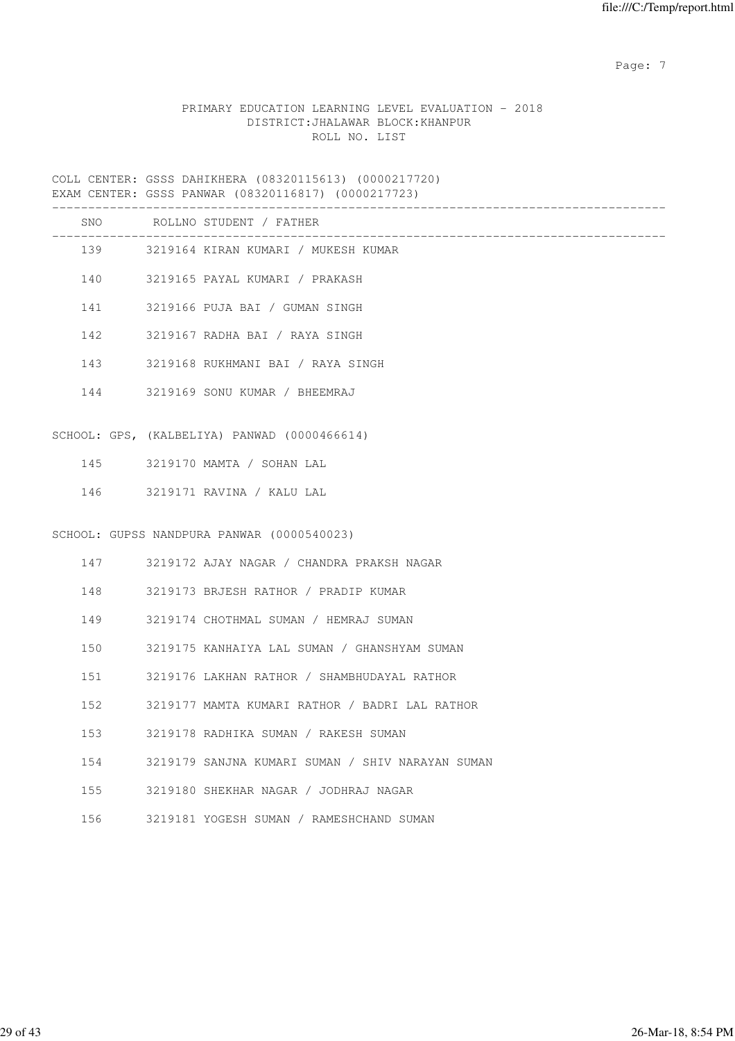PRIMARY EDUCATION LEARNING LEVEL EVALUATION - 2018
DISTRICT:JHALAWAR BLOCK:KHANPUR
ROLL NO. LIST

COLL CENTER: GSSS DAHIKHERA (08320115613) (0000217720)
EXAM CENTER: GSSS PANWAR (08320116817) (0000217723)

| SNO | ROLLNO | STUDENT / FATHER |
|---|---|---|
| 139 | 3219164 | KIRAN KUMARI / MUKESH KUMAR |
| 140 | 3219165 | PAYAL KUMARI / PRAKASH |
| 141 | 3219166 | PUJA BAI / GUMAN SINGH |
| 142 | 3219167 | RADHA BAI / RAYA SINGH |
| 143 | 3219168 | RUKHMANI BAI / RAYA SINGH |
| 144 | 3219169 | SONU KUMAR / BHEEMRAJ |

SCHOOL: GPS, (KALBELIYA) PANWAD (0000466614)

| SNO | ROLLNO | STUDENT / FATHER |
|---|---|---|
| 145 | 3219170 | MAMTA / SOHAN LAL |
| 146 | 3219171 | RAVINA / KALU LAL |

SCHOOL: GUPSS NANDPURA PANWAR (0000540023)

| SNO | ROLLNO | STUDENT / FATHER |
|---|---|---|
| 147 | 3219172 | AJAY NAGAR / CHANDRA PRAKSH NAGAR |
| 148 | 3219173 | BRJESH RATHOR / PRADIP KUMAR |
| 149 | 3219174 | CHOTHMAL SUMAN / HEMRAJ SUMAN |
| 150 | 3219175 | KANHAIYA LAL SUMAN / GHANSHYAM SUMAN |
| 151 | 3219176 | LAKHAN RATHOR / SHAMBHUDAYAL RATHOR |
| 152 | 3219177 | MAMTA KUMARI RATHOR / BADRI LAL RATHOR |
| 153 | 3219178 | RADHIKA SUMAN / RAKESH SUMAN |
| 154 | 3219179 | SANJNA KUMARI SUMAN / SHIV NARAYAN SUMAN |
| 155 | 3219180 | SHEKHAR NAGAR / JODHRAJ NAGAR |
| 156 | 3219181 | YOGESH SUMAN / RAMESHCHAND SUMAN |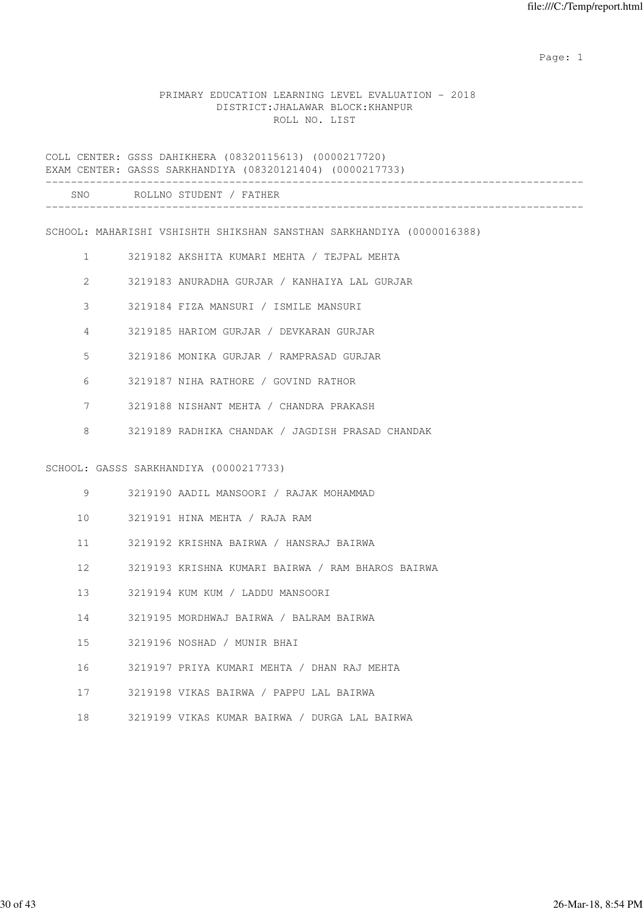PRIMARY EDUCATION LEARNING LEVEL EVALUATION - 2018
DISTRICT:JHALAWAR BLOCK:KHANPUR
ROLL NO. LIST

COLL CENTER: GSSS DAHIKHERA (08320115613) (0000217720)
EXAM CENTER: GASSS SARKHANDIYA (08320121404) (0000217733)

| SNO | ROLLNO | STUDENT / FATHER |
|---|---|---|

SCHOOL: MAHARISHI VSHISHTH SHIKSHAN SANSTHAN SARKHANDIYA (0000016388)

| SNO | ROLLNO | STUDENT / FATHER |
|---|---|---|
| 1 | 3219182 | AKSHITA KUMARI MEHTA / TEJPAL MEHTA |
| 2 | 3219183 | ANURADHA GURJAR / KANHAIYA LAL GURJAR |
| 3 | 3219184 | FIZA MANSURI / ISMILE MANSURI |
| 4 | 3219185 | HARIOM GURJAR / DEVKARAN GURJAR |
| 5 | 3219186 | MONIKA GURJAR / RAMPRASAD GURJAR |
| 6 | 3219187 | NIHA RATHORE / GOVIND RATHOR |
| 7 | 3219188 | NISHANT MEHTA / CHANDRA PRAKASH |
| 8 | 3219189 | RADHIKA CHANDAK / JAGDISH PRASAD CHANDAK |

SCHOOL: GASSS SARKHANDIYA (0000217733)

| SNO | ROLLNO | STUDENT / FATHER |
|---|---|---|
| 9 | 3219190 | AADIL MANSOORI / RAJAK MOHAMMAD |
| 10 | 3219191 | HINA MEHTA / RAJA RAM |
| 11 | 3219192 | KRISHNA BAIRWA / HANSRAJ BAIRWA |
| 12 | 3219193 | KRISHNA KUMARI BAIRWA / RAM BHAROS BAIRWA |
| 13 | 3219194 | KUM KUM / LADDU MANSOORI |
| 14 | 3219195 | MORDHWAJ BAIRWA / BALRAM BAIRWA |
| 15 | 3219196 | NOSHAD / MUNIR BHAI |
| 16 | 3219197 | PRIYA KUMARI MEHTA / DHAN RAJ MEHTA |
| 17 | 3219198 | VIKAS BAIRWA / PAPPU LAL BAIRWA |
| 18 | 3219199 | VIKAS KUMAR BAIRWA / DURGA LAL BAIRWA |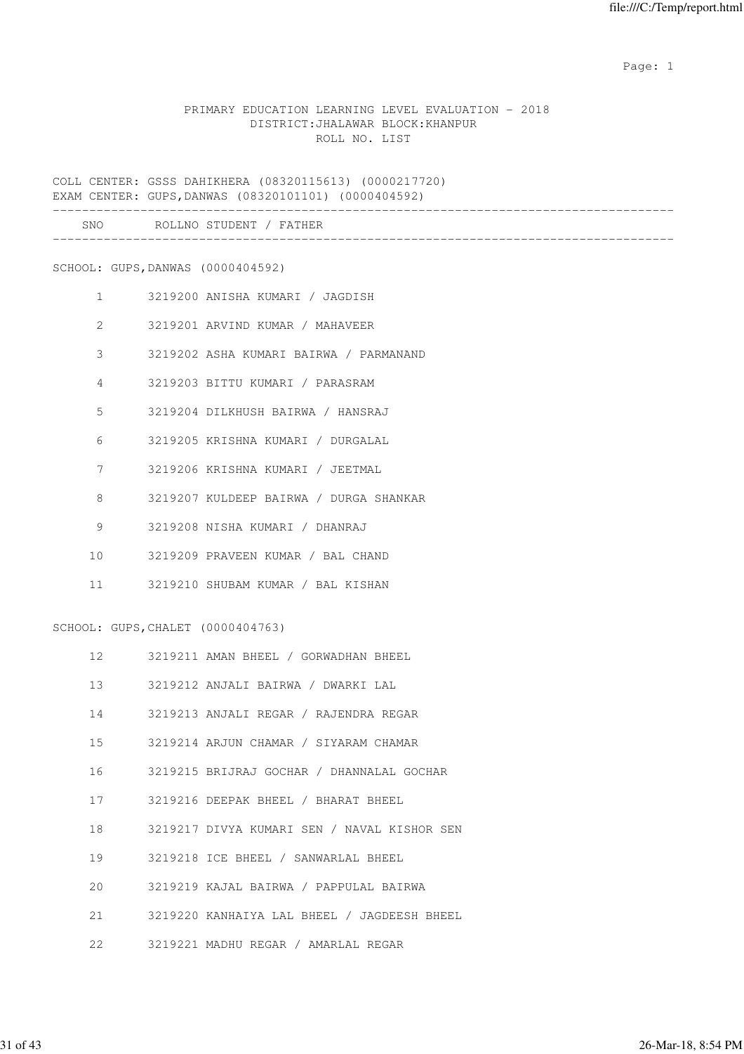PRIMARY EDUCATION LEARNING LEVEL EVALUATION - 2018
DISTRICT:JHALAWAR BLOCK:KHANPUR
ROLL NO. LIST

COLL CENTER: GSSS DAHIKHERA (08320115613) (0000217720)
EXAM CENTER: GUPS,DANWAS (08320101101) (0000404592)

| SNO | ROLLNO | STUDENT / FATHER |
|---|---|---|
| | | **SCHOOL: GUPS,DANWAS (0000404592)** |
| 1 | 3219200 | ANISHA KUMARI / JAGDISH |
| 2 | 3219201 | ARVIND KUMAR / MAHAVEER |
| 3 | 3219202 | ASHA KUMARI BAIRWA / PARMANAND |
| 4 | 3219203 | BITTU KUMARI / PARASRAM |
| 5 | 3219204 | DILKHUSH BAIRWA / HANSRAJ |
| 6 | 3219205 | KRISHNA KUMARI / DURGALAL |
| 7 | 3219206 | KRISHNA KUMARI / JEETMAL |
| 8 | 3219207 | KULDEEP BAIRWA / DURGA SHANKAR |
| 9 | 3219208 | NISHA KUMARI / DHANRAJ |
| 10 | 3219209 | PRAVEEN KUMAR / BAL CHAND |
| 11 | 3219210 | SHUBAM KUMAR / BAL KISHAN |
| | | **SCHOOL: GUPS,CHALET (0000404763)** |
| 12 | 3219211 | AMAN BHEEL / GORWADHAN BHEEL |
| 13 | 3219212 | ANJALI BAIRWA / DWARKI LAL |
| 14 | 3219213 | ANJALI REGAR / RAJENDRA REGAR |
| 15 | 3219214 | ARJUN CHAMAR / SIYARAM CHAMAR |
| 16 | 3219215 | BRIJRAJ GOCHAR / DHANNALAL GOCHAR |
| 17 | 3219216 | DEEPAK BHEEL / BHARAT BHEEL |
| 18 | 3219217 | DIVYA KUMARI SEN / NAVAL KISHOR SEN |
| 19 | 3219218 | ICE BHEEL / SANWARLAL BHEEL |
| 20 | 3219219 | KAJAL BAIRWA / PAPPULAL BAIRWA |
| 21 | 3219220 | KANHAIYA LAL BHEEL / JAGDEESH BHEEL |
| 22 | 3219221 | MADHU REGAR / AMARLAL REGAR |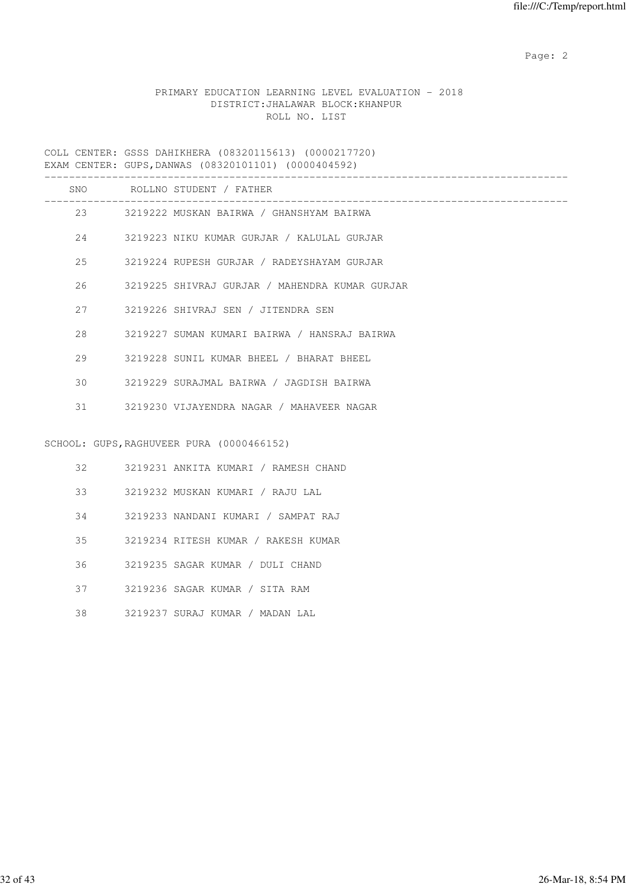PRIMARY EDUCATION LEARNING LEVEL EVALUATION - 2018
DISTRICT:JHALAWAR BLOCK:KHANPUR
ROLL NO. LIST

COLL CENTER: GSSS DAHIKHERA (08320115613) (0000217720)
EXAM CENTER: GUPS,DANWAS (08320101101) (0000404592)

| SNO | ROLLNO | STUDENT / FATHER |
|---|---|---|
| 23 | 3219222 | MUSKAN BAIRWA / GHANSHYAM BAIRWA |
| 24 | 3219223 | NIKU KUMAR GURJAR / KALULAL GURJAR |
| 25 | 3219224 | RUPESH GURJAR / RADEYSHAYAM GURJAR |
| 26 | 3219225 | SHIVRAJ GURJAR / MAHENDRA KUMAR GURJAR |
| 27 | 3219226 | SHIVRAJ SEN / JITENDRA SEN |
| 28 | 3219227 | SUMAN KUMARI BAIRWA / HANSRAJ BAIRWA |
| 29 | 3219228 | SUNIL KUMAR BHEEL / BHARAT BHEEL |
| 30 | 3219229 | SURAJMAL BAIRWA / JAGDISH BAIRWA |
| 31 | 3219230 | VIJAYENDRA NAGAR / MAHAVEER NAGAR |

SCHOOL: GUPS,RAGHUVEER PURA (0000466152)

| SNO | ROLLNO | STUDENT / FATHER |
|---|---|---|
| 32 | 3219231 | ANKITA KUMARI / RAMESH CHAND |
| 33 | 3219232 | MUSKAN KUMARI / RAJU LAL |
| 34 | 3219233 | NANDANI KUMARI / SAMPAT RAJ |
| 35 | 3219234 | RITESH KUMAR / RAKESH KUMAR |
| 36 | 3219235 | SAGAR KUMAR / DULI CHAND |
| 37 | 3219236 | SAGAR KUMAR / SITA RAM |
| 38 | 3219237 | SURAJ KUMAR / MADAN LAL |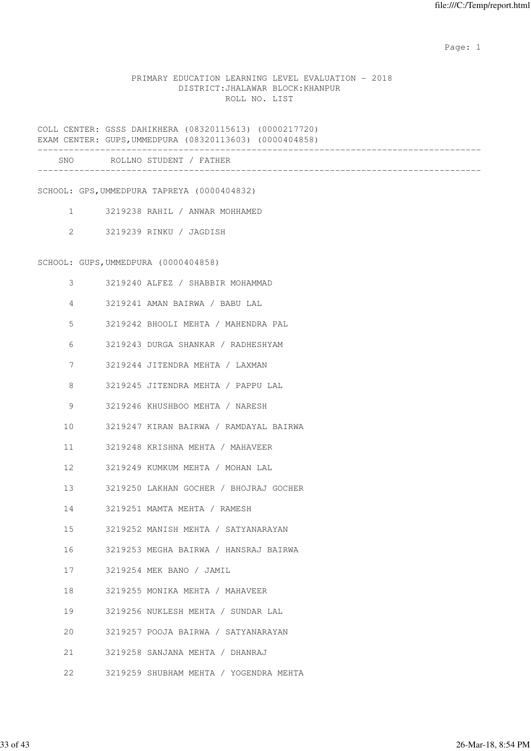PRIMARY EDUCATION LEARNING LEVEL EVALUATION - 2018
DISTRICT:JHALAWAR BLOCK:KHANPUR
ROLL NO. LIST

COLL CENTER: GSSS DAHIKHERA (08320115613) (0000217720)
EXAM CENTER: GUPS,UMMEDPURA (08320113603) (0000404858)

| SNO | ROLLNO | STUDENT / FATHER |
|---|---|---|

SCHOOL: GPS,UMMEDPURA TAPREYA (0000404832)

| SNO | ROLLNO | STUDENT / FATHER |
|---|---|---|
| 1 | 3219238 | RAHIL / ANWAR MOHHAMED |
| 2 | 3219239 | RINKU / JAGDISH |

SCHOOL: GUPS,UMMEDPURA (0000404858)

| SNO | ROLLNO | STUDENT / FATHER |
|---|---|---|
| 3 | 3219240 | ALFEZ / SHABBIR MOHAMMAD |
| 4 | 3219241 | AMAN BAIRWA / BABU LAL |
| 5 | 3219242 | BHOOLI MEHTA / MAHENDRA PAL |
| 6 | 3219243 | DURGA SHANKAR / RADHESHYAM |
| 7 | 3219244 | JITENDRA MEHTA / LAXMAN |
| 8 | 3219245 | JITENDRA MEHTA / PAPPU LAL |
| 9 | 3219246 | KHUSHBOO MEHTA / NARESH |
| 10 | 3219247 | KIRAN BAIRWA / RAMDAYAL BAIRWA |
| 11 | 3219248 | KRISHNA MEHTA / MAHAVEER |
| 12 | 3219249 | KUMKUM MEHTA / MOHAN LAL |
| 13 | 3219250 | LAKHAN GOCHER / BHOJRAJ GOCHER |
| 14 | 3219251 | MAMTA MEHTA / RAMESH |
| 15 | 3219252 | MANISH MEHTA / SATYANARAYAN |
| 16 | 3219253 | MEGHA BAIRWA / HANSRAJ BAIRWA |
| 17 | 3219254 | MEK BANO / JAMIL |
| 18 | 3219255 | MONIKA MEHTA / MAHAVEER |
| 19 | 3219256 | NUKLESH MEHTA / SUNDAR LAL |
| 20 | 3219257 | POOJA BAIRWA / SATYANARAYAN |
| 21 | 3219258 | SANJANA MEHTA / DHANRAJ |
| 22 | 3219259 | SHUBHAM MEHTA / YOGENDRA MEHTA |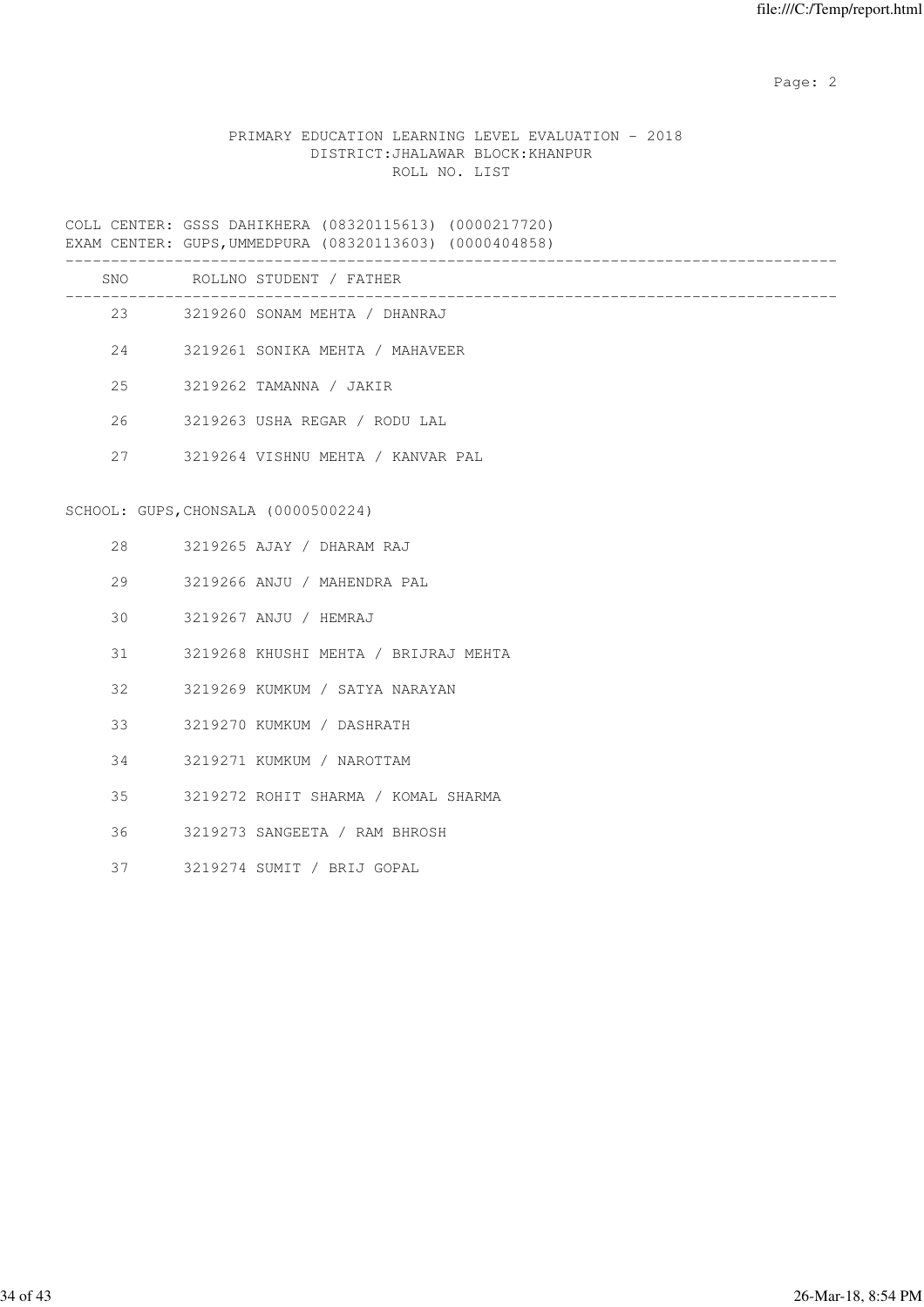PRIMARY EDUCATION LEARNING LEVEL EVALUATION - 2018
DISTRICT:JHALAWAR BLOCK:KHANPUR
ROLL NO. LIST

COLL CENTER: GSSS DAHIKHERA (08320115613) (0000217720)
EXAM CENTER: GUPS,UMMEDPURA (08320113603) (0000404858)

| SNO | ROLLNO | STUDENT / FATHER |
|---|---|---|
| 23 | 3219260 | SONAM MEHTA / DHANRAJ |
| 24 | 3219261 | SONIKA MEHTA / MAHAVEER |
| 25 | 3219262 | TAMANNA / JAKIR |
| 26 | 3219263 | USHA REGAR / RODU LAL |
| 27 | 3219264 | VISHNU MEHTA / KANVAR PAL |

SCHOOL: GUPS,CHONSALA (0000500224)

| SNO | ROLLNO | STUDENT / FATHER |
|---|---|---|
| 28 | 3219265 | AJAY / DHARAM RAJ |
| 29 | 3219266 | ANJU / MAHENDRA PAL |
| 30 | 3219267 | ANJU / HEMRAJ |
| 31 | 3219268 | KHUSHI MEHTA / BRIJRAJ MEHTA |
| 32 | 3219269 | KUMKUM / SATYA NARAYAN |
| 33 | 3219270 | KUMKUM / DASHRATH |
| 34 | 3219271 | KUMKUM / NAROTTAM |
| 35 | 3219272 | ROHIT SHARMA / KOMAL SHARMA |
| 36 | 3219273 | SANGEETA / RAM BHROSH |
| 37 | 3219274 | SUMIT / BRIJ GOPAL |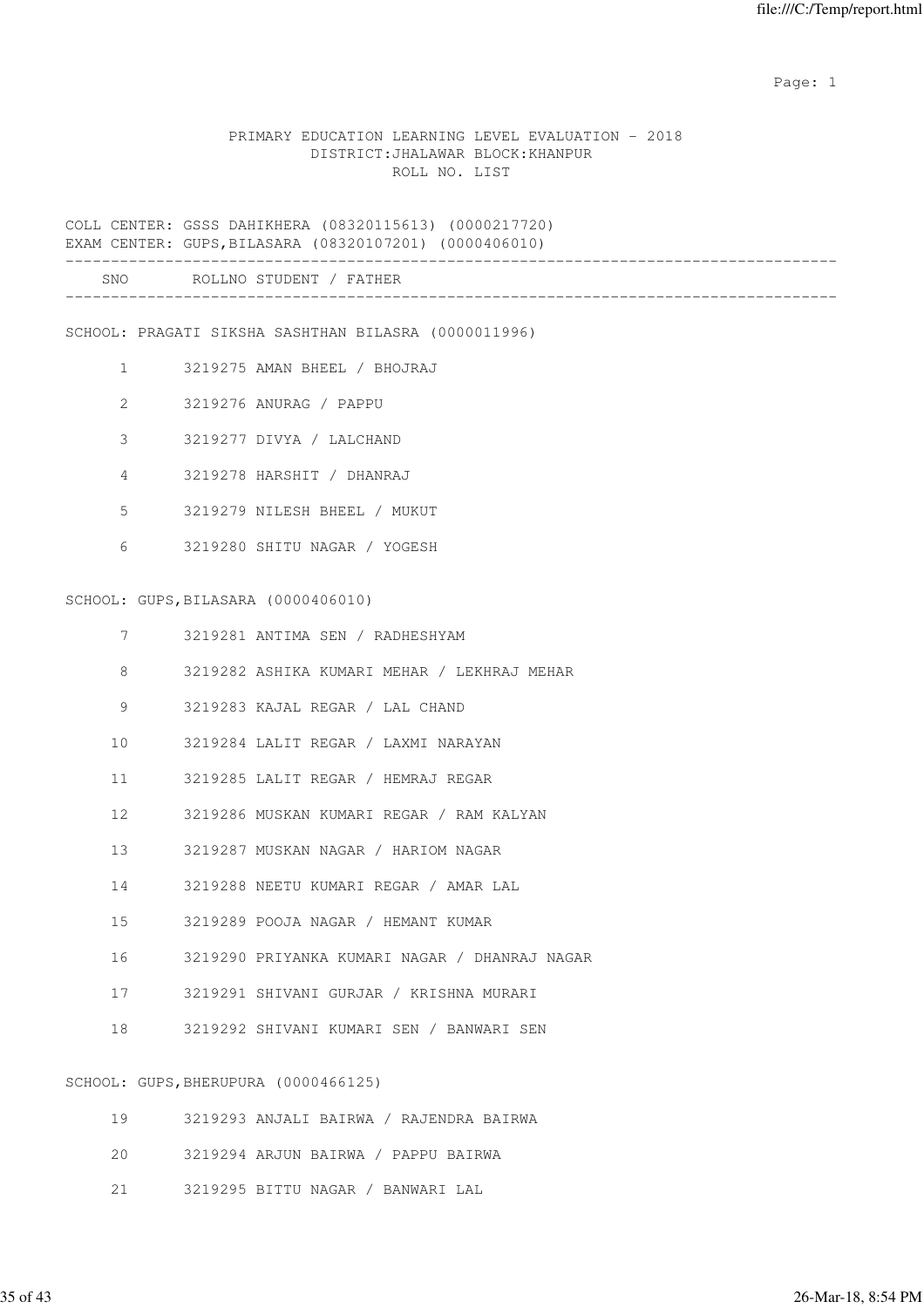PRIMARY EDUCATION LEARNING LEVEL EVALUATION - 2018
DISTRICT:JHALAWAR BLOCK:KHANPUR
ROLL NO. LIST

COLL CENTER: GSSS DAHIKHERA (08320115613) (0000217720)
EXAM CENTER: GUPS,BILASARA (08320107201) (0000406010)

| SNO | ROLLNO | STUDENT / FATHER |
|---|---|---|
| **SCHOOL: PRAGATI SIKSHA SASHTHAN BILASRA (0000011996)** | | |
| 1 | 3219275 | AMAN BHEEL / BHOJRAJ |
| 2 | 3219276 | ANURAG / PAPPU |
| 3 | 3219277 | DIVYA / LALCHAND |
| 4 | 3219278 | HARSHIT / DHANRAJ |
| 5 | 3219279 | NILESH BHEEL / MUKUT |
| 6 | 3219280 | SHITU NAGAR / YOGESH |
| **SCHOOL: GUPS,BILASARA (0000406010)** | | |
| 7 | 3219281 | ANTIMA SEN / RADHESHYAM |
| 8 | 3219282 | ASHIKA KUMARI MEHAR / LEKHRAJ MEHAR |
| 9 | 3219283 | KAJAL REGAR / LAL CHAND |
| 10 | 3219284 | LALIT REGAR / LAXMI NARAYAN |
| 11 | 3219285 | LALIT REGAR / HEMRAJ REGAR |
| 12 | 3219286 | MUSKAN KUMARI REGAR / RAM KALYAN |
| 13 | 3219287 | MUSKAN NAGAR / HARIOM NAGAR |
| 14 | 3219288 | NEETU KUMARI REGAR / AMAR LAL |
| 15 | 3219289 | POOJA NAGAR / HEMANT KUMAR |
| 16 | 3219290 | PRIYANKA KUMARI NAGAR / DHANRAJ NAGAR |
| 17 | 3219291 | SHIVANI GURJAR / KRISHNA MURARI |
| 18 | 3219292 | SHIVANI KUMARI SEN / BANWARI SEN |
| **SCHOOL: GUPS,BHERUPURA (0000466125)** | | |
| 19 | 3219293 | ANJALI BAIRWA / RAJENDRA BAIRWA |
| 20 | 3219294 | ARJUN BAIRWA / PAPPU BAIRWA |
| 21 | 3219295 | BITTU NAGAR / BANWARI LAL |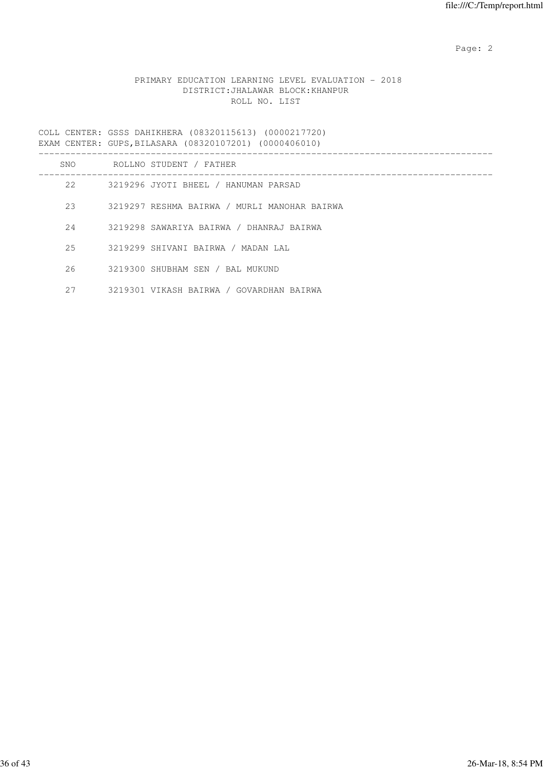PRIMARY EDUCATION LEARNING LEVEL EVALUATION - 2018
DISTRICT:JHALAWAR BLOCK:KHANPUR
ROLL NO. LIST

COLL CENTER: GSSS DAHIKHERA (08320115613) (0000217720)
EXAM CENTER: GUPS,BILASARA (08320107201) (0000406010)

| SNO | ROLLNO | STUDENT / FATHER |
|---|---|---|
| 22 | 3219296 | JYOTI BHEEL / HANUMAN PARSAD |
| 23 | 3219297 | RESHMA BAIRWA / MURLI MANOHAR BAIRWA |
| 24 | 3219298 | SAWARIYA BAIRWA / DHANRAJ BAIRWA |
| 25 | 3219299 | SHIVANI BAIRWA / MADAN LAL |
| 26 | 3219300 | SHUBHAM SEN / BAL MUKUND |
| 27 | 3219301 | VIKASH BAIRWA / GOVARDHAN BAIRWA |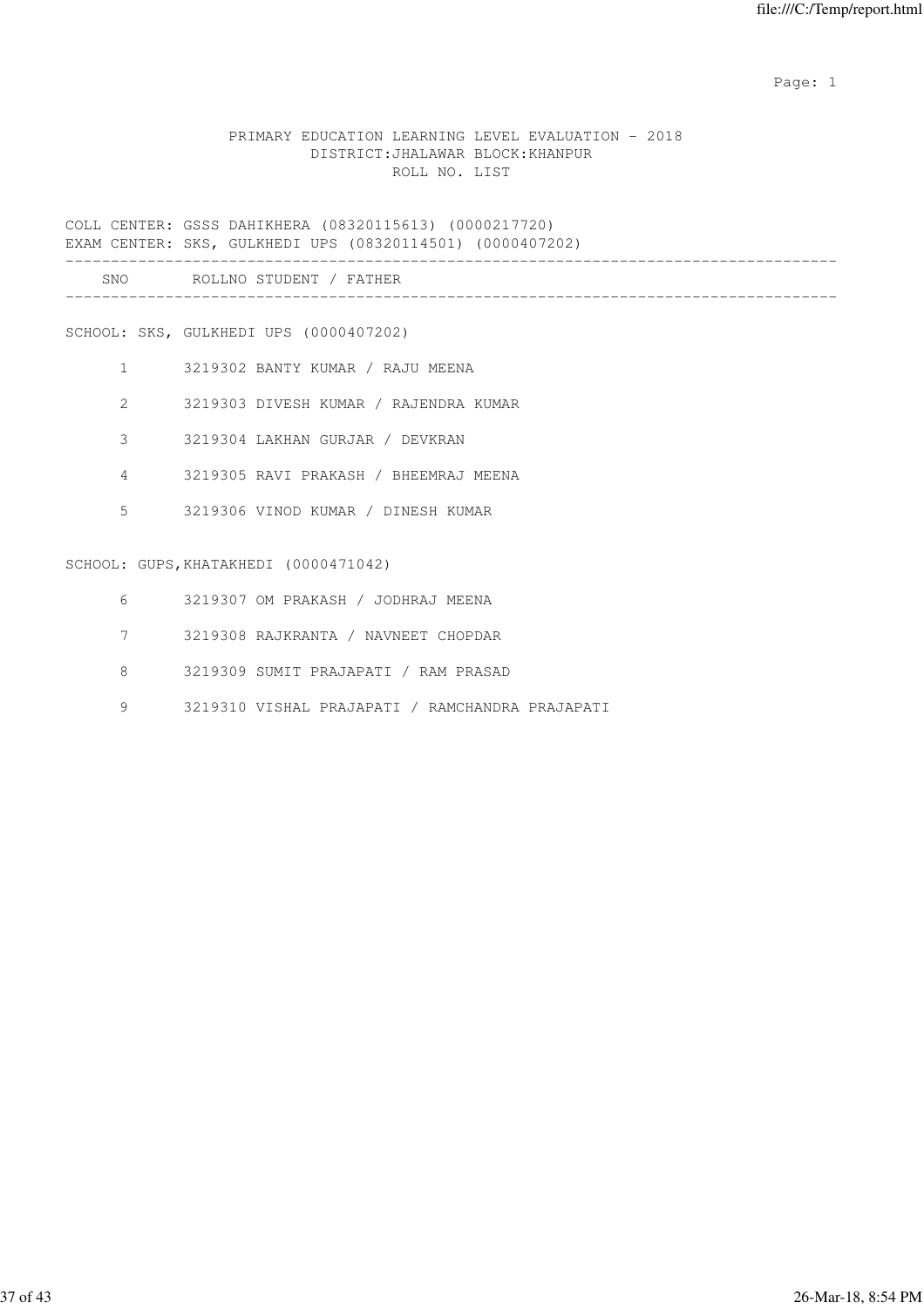PRIMARY EDUCATION LEARNING LEVEL EVALUATION - 2018
DISTRICT:JHALAWAR BLOCK:KHANPUR
ROLL NO. LIST

COLL CENTER: GSSS DAHIKHERA (08320115613) (0000217720)
EXAM CENTER: SKS, GULKHEDI UPS (08320114501) (0000407202)

| SNO | ROLLNO | STUDENT / FATHER |
|---|---|---|
| **SCHOOL: SKS, GULKHEDI UPS (0000407202)** | | |
| 1 | 3219302 | BANTY KUMAR / RAJU MEENA |
| 2 | 3219303 | DIVESH KUMAR / RAJENDRA KUMAR |
| 3 | 3219304 | LAKHAN GURJAR / DEVKRAN |
| 4 | 3219305 | RAVI PRAKASH / BHEEMRAJ MEENA |
| 5 | 3219306 | VINOD KUMAR / DINESH KUMAR |
| **SCHOOL: GUPS,KHATAKHEDI (0000471042)** | | |
| 6 | 3219307 | OM PRAKASH / JODHRAJ MEENA |
| 7 | 3219308 | RAJKRANTA / NAVNEET CHOPDAR |
| 8 | 3219309 | SUMIT PRAJAPATI / RAM PRASAD |
| 9 | 3219310 | VISHAL PRAJAPATI / RAMCHANDRA PRAJAPATI |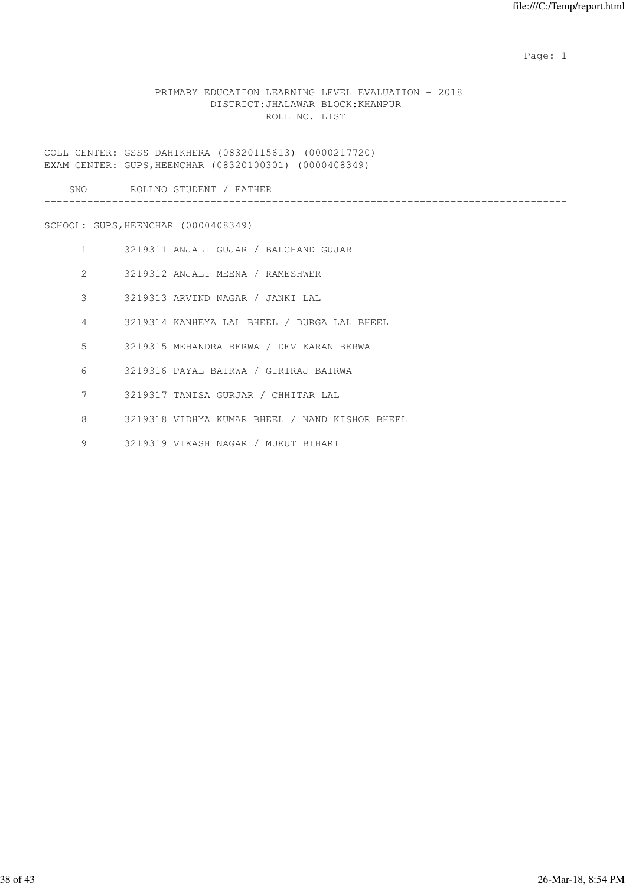PRIMARY EDUCATION LEARNING LEVEL EVALUATION - 2018
DISTRICT:JHALAWAR BLOCK:KHANPUR
ROLL NO. LIST

COLL CENTER: GSSS DAHIKHERA (08320115613) (0000217720)
EXAM CENTER: GUPS,HEENCHAR (08320100301) (0000408349)

| SNO | ROLLNO | STUDENT / FATHER |
|---|---|---|

SCHOOL: GUPS,HEENCHAR (0000408349)

| SNO | ROLLNO | STUDENT / FATHER |
|---|---|---|
| 1 | 3219311 | ANJALI GUJAR / BALCHAND GUJAR |
| 2 | 3219312 | ANJALI MEENA / RAMESHWER |
| 3 | 3219313 | ARVIND NAGAR / JANKI LAL |
| 4 | 3219314 | KANHEYA LAL BHEEL / DURGA LAL BHEEL |
| 5 | 3219315 | MEHANDRA BERWA / DEV KARAN BERWA |
| 6 | 3219316 | PAYAL BAIRWA / GIRIRAJ BAIRWA |
| 7 | 3219317 | TANISA GURJAR / CHHITAR LAL |
| 8 | 3219318 | VIDHYA KUMAR BHEEL / NAND KISHOR BHEEL |
| 9 | 3219319 | VIKASH NAGAR / MUKUT BIHARI |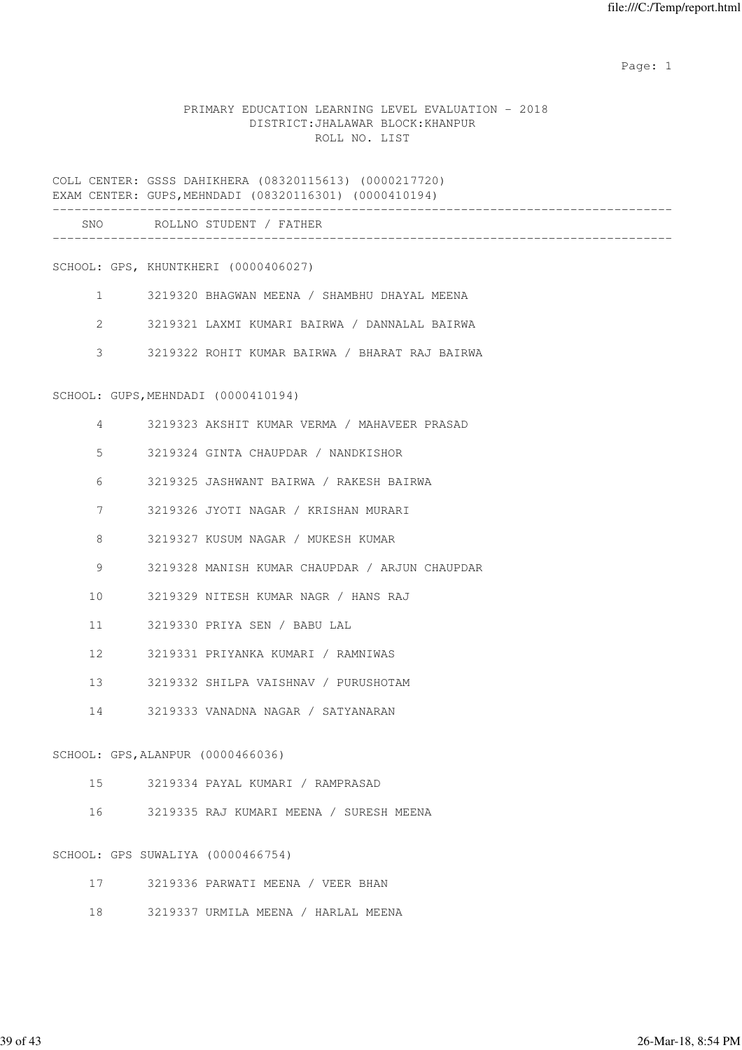PRIMARY EDUCATION LEARNING LEVEL EVALUATION - 2018
DISTRICT:JHALAWAR BLOCK:KHANPUR
ROLL NO. LIST

COLL CENTER: GSSS DAHIKHERA (08320115613) (0000217720)
EXAM CENTER: GUPS,MEHNDADI (08320116301) (0000410194)

| SNO | ROLLNO | STUDENT / FATHER |
|---|---|---|
| **SCHOOL: GPS, KHUNTKHERI (0000406027)** | | |
| 1 | 3219320 | BHAGWAN MEENA / SHAMBHU DHAYAL MEENA |
| 2 | 3219321 | LAXMI KUMARI BAIRWA / DANNALAL BAIRWA |
| 3 | 3219322 | ROHIT KUMAR BAIRWA / BHARAT RAJ BAIRWA |
| **SCHOOL: GUPS,MEHNDADI (0000410194)** | | |
| 4 | 3219323 | AKSHIT KUMAR VERMA / MAHAVEER PRASAD |
| 5 | 3219324 | GINTA CHAUPDAR / NANDKISHOR |
| 6 | 3219325 | JASHWANT BAIRWA / RAKESH BAIRWA |
| 7 | 3219326 | JYOTI NAGAR / KRISHAN MURARI |
| 8 | 3219327 | KUSUM NAGAR / MUKESH KUMAR |
| 9 | 3219328 | MANISH KUMAR CHAUPDAR / ARJUN CHAUPDAR |
| 10 | 3219329 | NITESH KUMAR NAGR / HANS RAJ |
| 11 | 3219330 | PRIYA SEN / BABU LAL |
| 12 | 3219331 | PRIYANKA KUMARI / RAMNIWAS |
| 13 | 3219332 | SHILPA VAISHNAV / PURUSHOTAM |
| 14 | 3219333 | VANADNA NAGAR / SATYANARAN |
| **SCHOOL: GPS,ALANPUR (0000466036)** | | |
| 15 | 3219334 | PAYAL KUMARI / RAMPRASAD |
| 16 | 3219335 | RAJ KUMARI MEENA / SURESH MEENA |
| **SCHOOL: GPS SUWALIYA (0000466754)** | | |
| 17 | 3219336 | PARWATI MEENA / VEER BHAN |
| 18 | 3219337 | URMILA MEENA / HARLAL MEENA |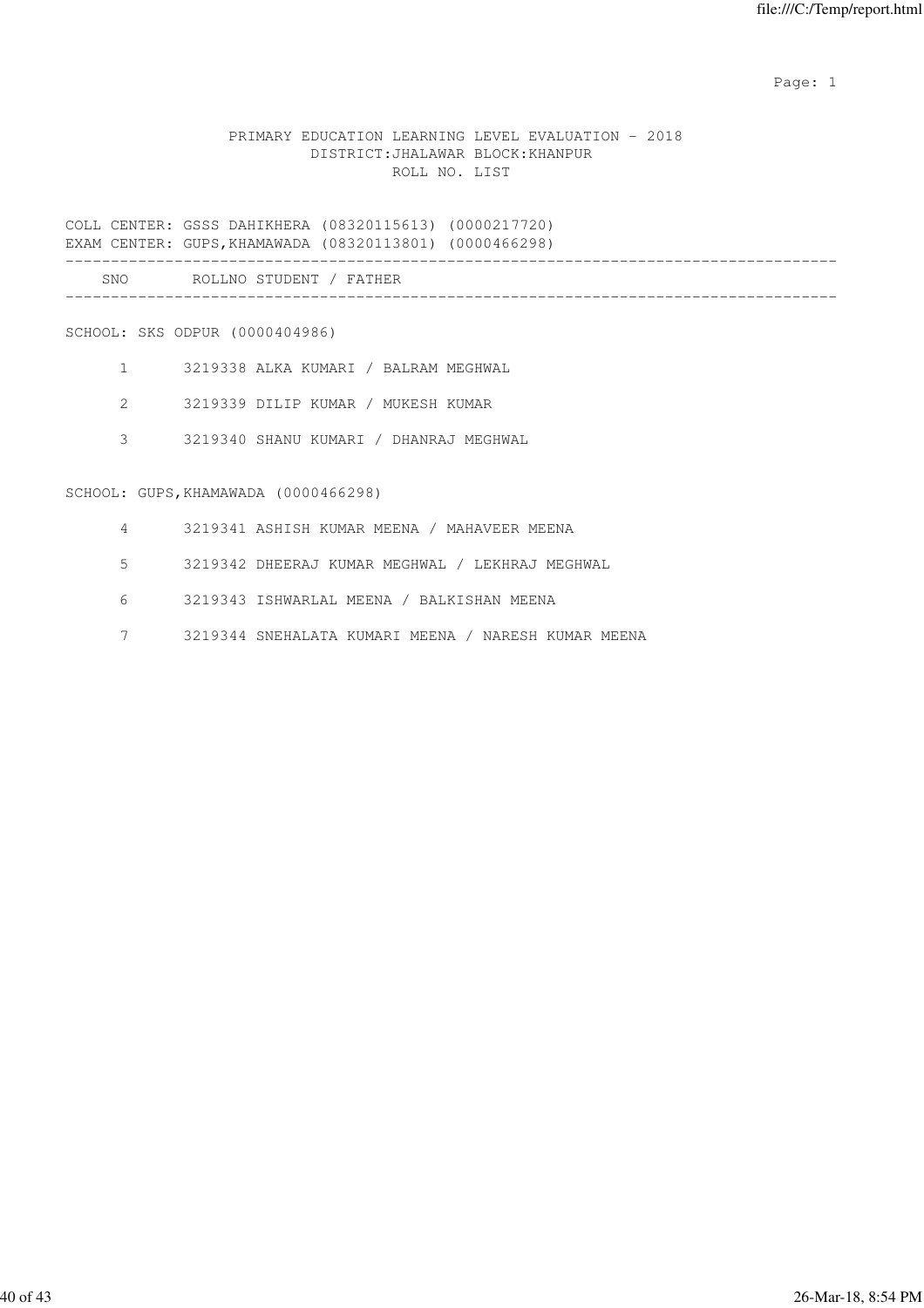PRIMARY EDUCATION LEARNING LEVEL EVALUATION - 2018
DISTRICT:JHALAWAR BLOCK:KHANPUR
ROLL NO. LIST

COLL CENTER: GSSS DAHIKHERA (08320115613) (0000217720)
EXAM CENTER: GUPS,KHAMAWADA (08320113801) (0000466298)

| SNO | ROLLNO | STUDENT / FATHER |
|---|---|---|
| **SCHOOL: SKS ODPUR (0000404986)** | | |
| 1 | 3219338 | ALKA KUMARI / BALRAM MEGHWAL |
| 2 | 3219339 | DILIP KUMAR / MUKESH KUMAR |
| 3 | 3219340 | SHANU KUMARI / DHANRAJ MEGHWAL |
| **SCHOOL: GUPS,KHAMAWADA (0000466298)** | | |
| 4 | 3219341 | ASHISH KUMAR MEENA / MAHAVEER MEENA |
| 5 | 3219342 | DHEERAJ KUMAR MEGHWAL / LEKHRAJ MEGHWAL |
| 6 | 3219343 | ISHWARLAL MEENA / BALKISHAN MEENA |
| 7 | 3219344 | SNEHALATA KUMARI MEENA / NARESH KUMAR MEENA |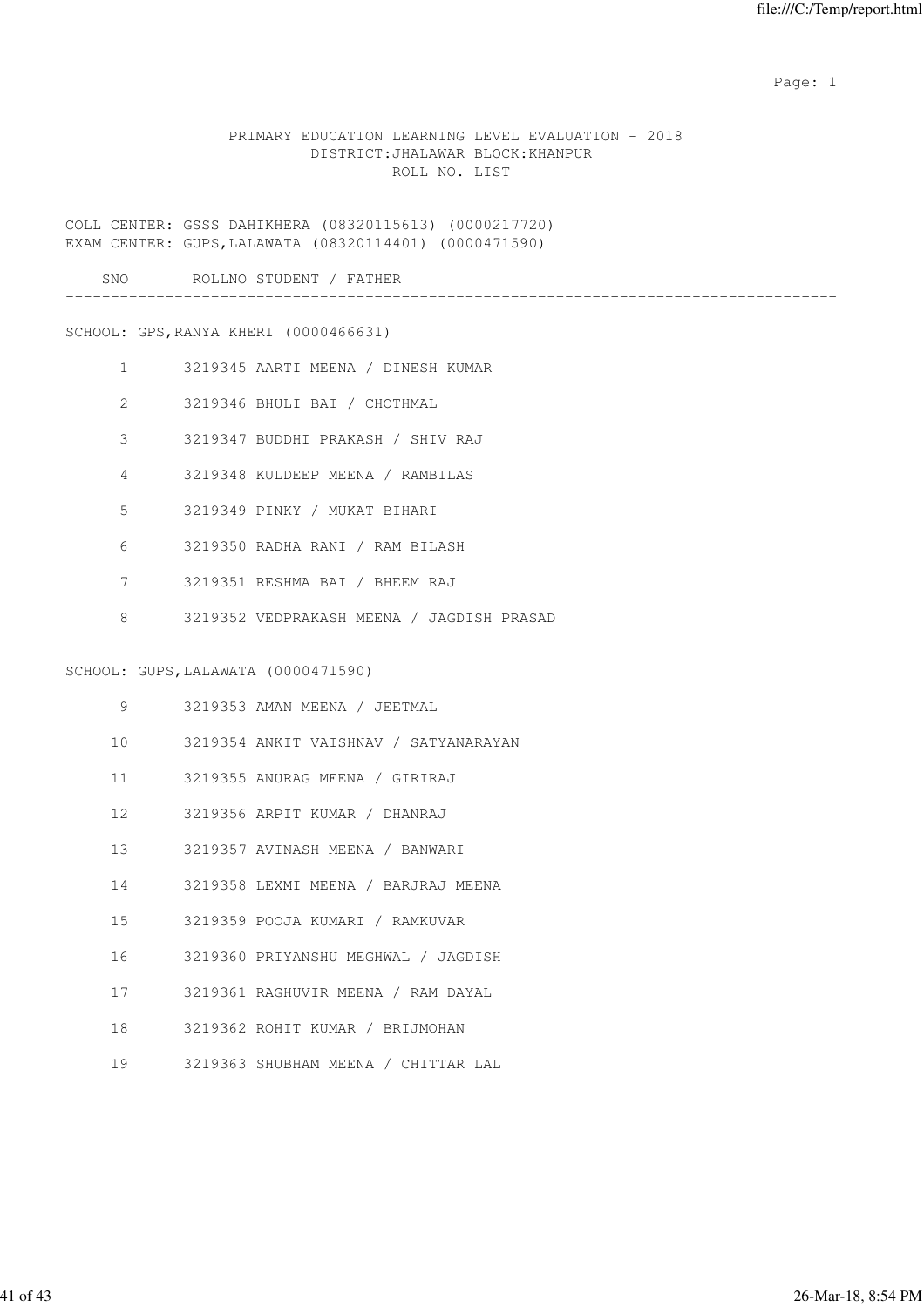PRIMARY EDUCATION LEARNING LEVEL EVALUATION - 2018
DISTRICT:JHALAWAR BLOCK:KHANPUR
ROLL NO. LIST

COLL CENTER: GSSS DAHIKHERA (08320115613) (0000217720)
EXAM CENTER: GUPS,LALAWATA (08320114401) (0000471590)

| SNO | ROLLNO | STUDENT / FATHER |
|---|---|---|

SCHOOL: GPS,RANYA KHERI (0000466631)

| SNO | ROLLNO | STUDENT / FATHER |
|---|---|---|
| 1 | 3219345 | AARTI MEENA / DINESH KUMAR |
| 2 | 3219346 | BHULI BAI / CHOTHMAL |
| 3 | 3219347 | BUDDHI PRAKASH / SHIV RAJ |
| 4 | 3219348 | KULDEEP MEENA / RAMBILAS |
| 5 | 3219349 | PINKY / MUKAT BIHARI |
| 6 | 3219350 | RADHA RANI / RAM BILASH |
| 7 | 3219351 | RESHMA BAI / BHEEM RAJ |
| 8 | 3219352 | VEDPRAKASH MEENA / JAGDISH PRASAD |

SCHOOL: GUPS,LALAWATA (0000471590)

| SNO | ROLLNO | STUDENT / FATHER |
|---|---|---|
| 9 | 3219353 | AMAN MEENA / JEETMAL |
| 10 | 3219354 | ANKIT VAISHNAV / SATYANARAYAN |
| 11 | 3219355 | ANURAG MEENA / GIRIRAJ |
| 12 | 3219356 | ARPIT KUMAR / DHANRAJ |
| 13 | 3219357 | AVINASH MEENA / BANWARI |
| 14 | 3219358 | LEXMI MEENA / BARJRAJ MEENA |
| 15 | 3219359 | POOJA KUMARI / RAMKUVAR |
| 16 | 3219360 | PRIYANSHU MEGHWAL / JAGDISH |
| 17 | 3219361 | RAGHUVIR MEENA / RAM DAYAL |
| 18 | 3219362 | ROHIT KUMAR / BRIJMOHAN |
| 19 | 3219363 | SHUBHAM MEENA / CHITTAR LAL |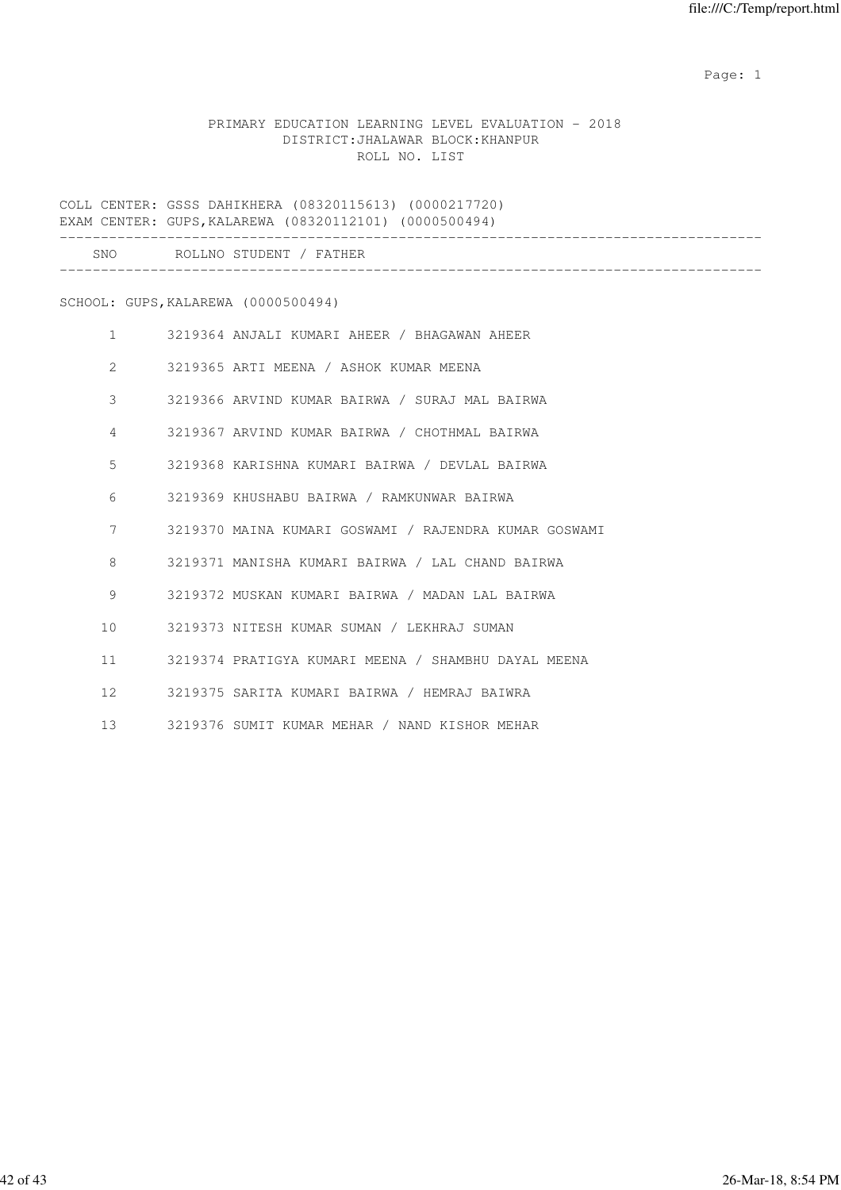PRIMARY EDUCATION LEARNING LEVEL EVALUATION - 2018
DISTRICT:JHALAWAR BLOCK:KHANPUR
ROLL NO. LIST

COLL CENTER: GSSS DAHIKHERA (08320115613) (0000217720)
EXAM CENTER: GUPS,KALAREWA (08320112101) (0000500494)

| SNO | ROLLNO | STUDENT / FATHER |
|---|---|---|

SCHOOL: GUPS,KALAREWA (0000500494)

| SNO | ROLLNO | STUDENT / FATHER |
|---|---|---|
| 1 | 3219364 | ANJALI KUMARI AHEER / BHAGAWAN AHEER |
| 2 | 3219365 | ARTI MEENA / ASHOK KUMAR MEENA |
| 3 | 3219366 | ARVIND KUMAR BAIRWA / SURAJ MAL BAIRWA |
| 4 | 3219367 | ARVIND KUMAR BAIRWA / CHOTHMAL BAIRWA |
| 5 | 3219368 | KARISHNA KUMARI BAIRWA / DEVLAL BAIRWA |
| 6 | 3219369 | KHUSHABU BAIRWA / RAMKUNWAR BAIRWA |
| 7 | 3219370 | MAINA KUMARI GOSWAMI / RAJENDRA KUMAR GOSWAMI |
| 8 | 3219371 | MANISHA KUMARI BAIRWA / LAL CHAND BAIRWA |
| 9 | 3219372 | MUSKAN KUMARI BAIRWA / MADAN LAL BAIRWA |
| 10 | 3219373 | NITESH KUMAR SUMAN / LEKHRAJ SUMAN |
| 11 | 3219374 | PRATIGYA KUMARI MEENA / SHAMBHU DAYAL MEENA |
| 12 | 3219375 | SARITA KUMARI BAIRWA / HEMRAJ BAIWRA |
| 13 | 3219376 | SUMIT KUMAR MEHAR / NAND KISHOR MEHAR |